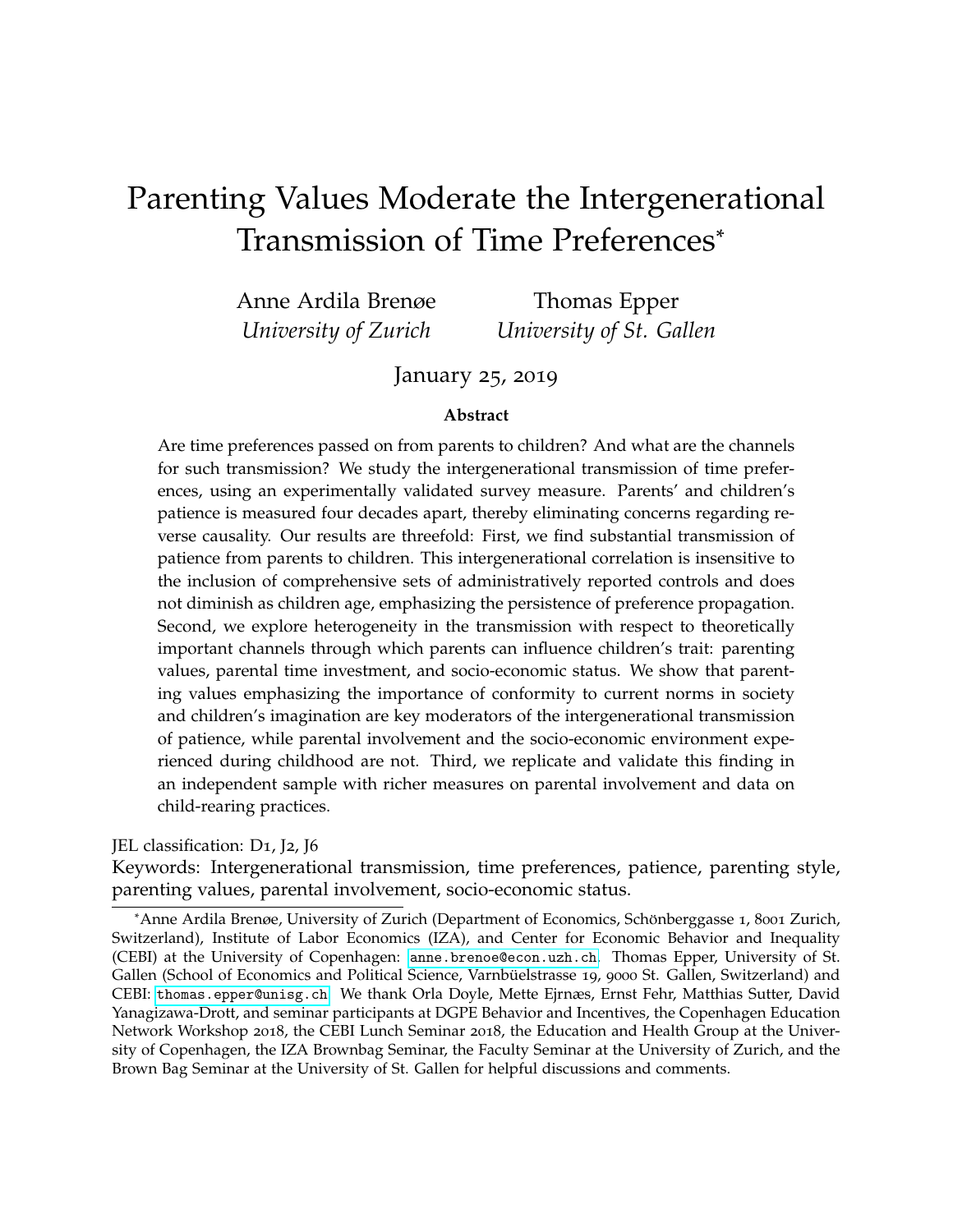# Parenting Values Moderate the Intergenerational Transmission of Time Preferences*

Anne Ardila Brenøe
*University of Zurich*

Thomas Epper
*University of St. Gallen*

January 25, 2019

**Abstract**

Are time preferences passed on from parents to children? And what are the channels for such transmission? We study the intergenerational transmission of time preferences, using an experimentally validated survey measure. Parents' and children's patience is measured four decades apart, thereby eliminating concerns regarding reverse causality. Our results are threefold: First, we find substantial transmission of patience from parents to children. This intergenerational correlation is insensitive to the inclusion of comprehensive sets of administratively reported controls and does not diminish as children age, emphasizing the persistence of preference propagation. Second, we explore heterogeneity in the transmission with respect to theoretically important channels through which parents can influence children's trait: parenting values, parental time investment, and socio-economic status. We show that parenting values emphasizing the importance of conformity to current norms in society and children's imagination are key moderators of the intergenerational transmission of patience, while parental involvement and the socio-economic environment experienced during childhood are not. Third, we replicate and validate this finding in an independent sample with richer measures on parental involvement and data on child-rearing practices.

JEL classification: D1, J2, J6

Keywords: Intergenerational transmission, time preferences, patience, parenting style, parenting values, parental involvement, socio-economic status.

---

*Anne Ardila Brenøe, University of Zurich (Department of Economics, Schönberggasse 1, 8001 Zurich, Switzerland), Institute of Labor Economics (IZA), and Center for Economic Behavior and Inequality (CEBI) at the University of Copenhagen: anne.brenoe@econ.uzh.ch. Thomas Epper, University of St. Gallen (School of Economics and Political Science, Varnbüelstrasse 19, 9000 St. Gallen, Switzerland) and CEBI: thomas.epper@unisg.ch. We thank Orla Doyle, Mette Ejrnæs, Ernst Fehr, Matthias Sutter, David Yanagizawa-Drott, and seminar participants at DGPE Behavior and Incentives, the Copenhagen Education Network Workshop 2018, the CEBI Lunch Seminar 2018, the Education and Health Group at the University of Copenhagen, the IZA Brownbag Seminar, the Faculty Seminar at the University of Zurich, and the Brown Bag Seminar at the University of St. Gallen for helpful discussions and comments.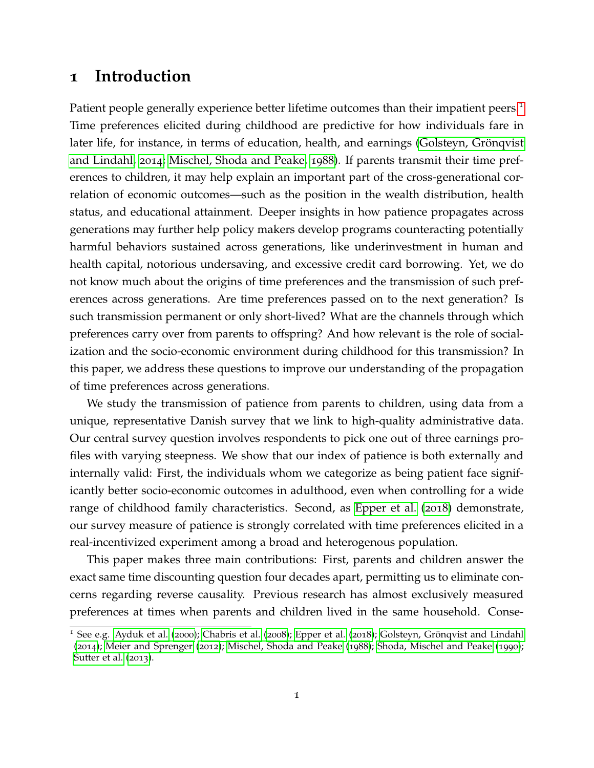# 1 Introduction

Patient people generally experience better lifetime outcomes than their impatient peers.[1] Time preferences elicited during childhood are predictive for how individuals fare in later life, for instance, in terms of education, health, and earnings (Golsteyn, Grönqvist and Lindahl, 2014; Mischel, Shoda and Peake, 1988). If parents transmit their time preferences to children, it may help explain an important part of the cross-generational correlation of economic outcomes—such as the position in the wealth distribution, health status, and educational attainment. Deeper insights in how patience propagates across generations may further help policy makers develop programs counteracting potentially harmful behaviors sustained across generations, like underinvestment in human and health capital, notorious undersaving, and excessive credit card borrowing. Yet, we do not know much about the origins of time preferences and the transmission of such preferences across generations. Are time preferences passed on to the next generation? Is such transmission permanent or only short-lived? What are the channels through which preferences carry over from parents to offspring? And how relevant is the role of socialization and the socio-economic environment during childhood for this transmission? In this paper, we address these questions to improve our understanding of the propagation of time preferences across generations.

We study the transmission of patience from parents to children, using data from a unique, representative Danish survey that we link to high-quality administrative data. Our central survey question involves respondents to pick one out of three earnings profiles with varying steepness. We show that our index of patience is both externally and internally valid: First, the individuals whom we categorize as being patient face significantly better socio-economic outcomes in adulthood, even when controlling for a wide range of childhood family characteristics. Second, as Epper et al. (2018) demonstrate, our survey measure of patience is strongly correlated with time preferences elicited in a real-incentivized experiment among a broad and heterogenous population.

This paper makes three main contributions: First, parents and children answer the exact same time discounting question four decades apart, permitting us to eliminate concerns regarding reverse causality. Previous research has almost exclusively measured preferences at times when parents and children lived in the same household. Conse-

[1] See e.g. Ayduk et al. (2000); Chabris et al. (2008); Epper et al. (2018); Golsteyn, Grönqvist and Lindahl (2014); Meier and Sprenger (2012); Mischel, Shoda and Peake (1988); Shoda, Mischel and Peake (1990); Sutter et al. (2013).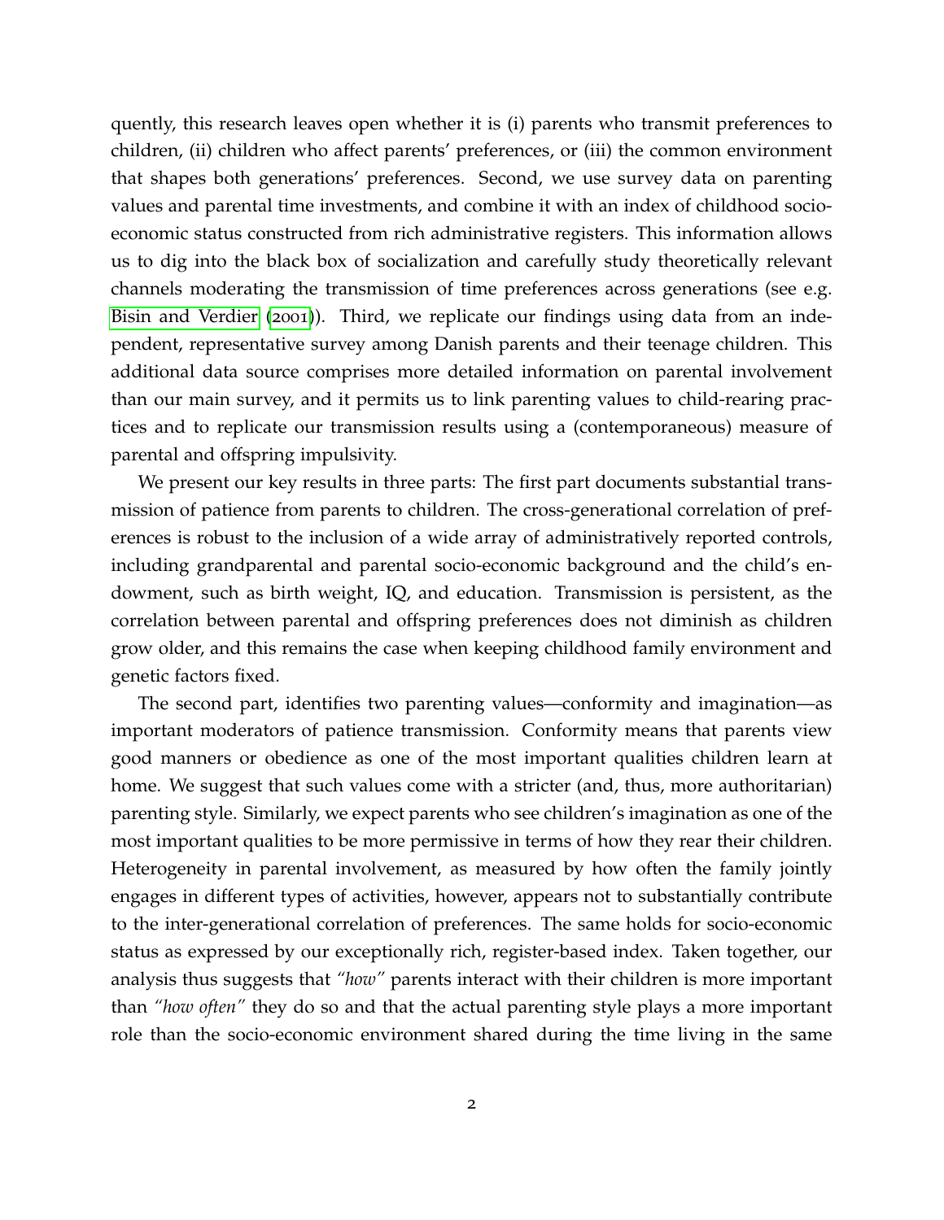quently, this research leaves open whether it is (i) parents who transmit preferences to children, (ii) children who affect parents' preferences, or (iii) the common environment that shapes both generations' preferences. Second, we use survey data on parenting values and parental time investments, and combine it with an index of childhood socio-economic status constructed from rich administrative registers. This information allows us to dig into the black box of socialization and carefully study theoretically relevant channels moderating the transmission of time preferences across generations (see e.g. Bisin and Verdier (2001)). Third, we replicate our findings using data from an independent, representative survey among Danish parents and their teenage children. This additional data source comprises more detailed information on parental involvement than our main survey, and it permits us to link parenting values to child-rearing practices and to replicate our transmission results using a (contemporaneous) measure of parental and offspring impulsivity.

We present our key results in three parts: The first part documents substantial transmission of patience from parents to children. The cross-generational correlation of preferences is robust to the inclusion of a wide array of administratively reported controls, including grandparental and parental socio-economic background and the child's endowment, such as birth weight, IQ, and education. Transmission is persistent, as the correlation between parental and offspring preferences does not diminish as children grow older, and this remains the case when keeping childhood family environment and genetic factors fixed.

The second part, identifies two parenting values—conformity and imagination—as important moderators of patience transmission. Conformity means that parents view good manners or obedience as one of the most important qualities children learn at home. We suggest that such values come with a stricter (and, thus, more authoritarian) parenting style. Similarly, we expect parents who see children's imagination as one of the most important qualities to be more permissive in terms of how they rear their children. Heterogeneity in parental involvement, as measured by how often the family jointly engages in different types of activities, however, appears not to substantially contribute to the inter-generational correlation of preferences. The same holds for socio-economic status as expressed by our exceptionally rich, register-based index. Taken together, our analysis thus suggests that *"how"* parents interact with their children is more important than *"how often"* they do so and that the actual parenting style plays a more important role than the socio-economic environment shared during the time living in the same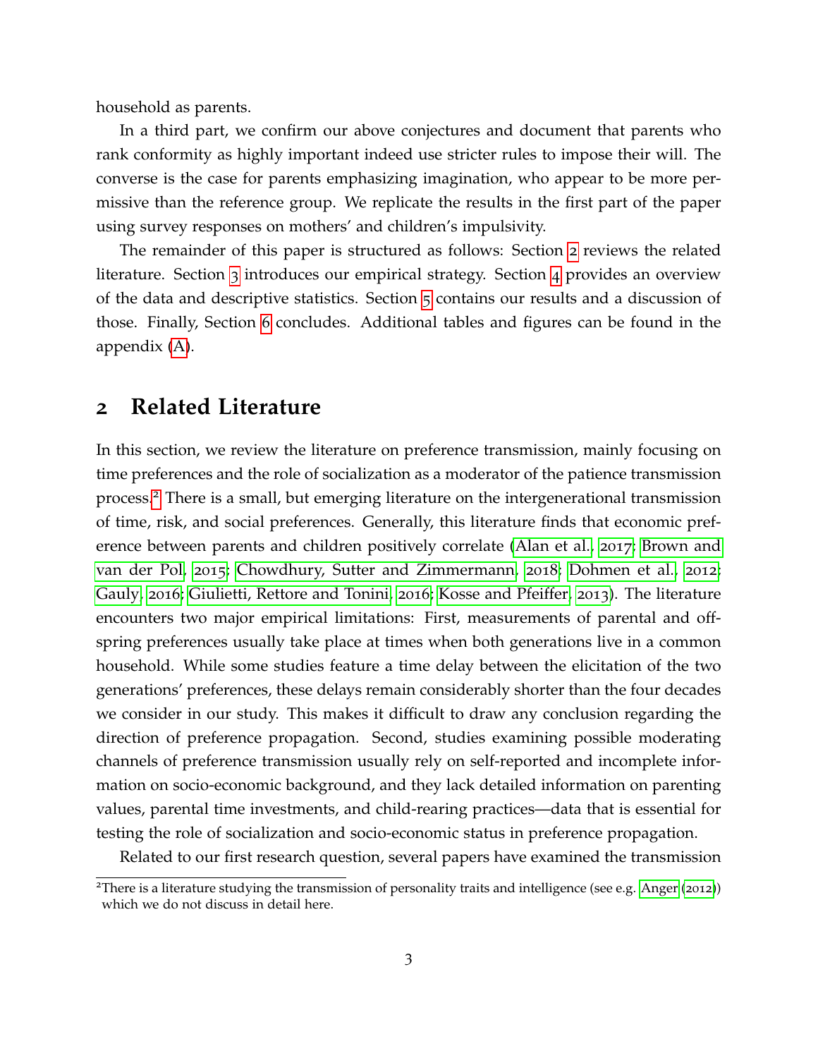household as parents.

In a third part, we confirm our above conjectures and document that parents who rank conformity as highly important indeed use stricter rules to impose their will. The converse is the case for parents emphasizing imagination, who appear to be more permissive than the reference group. We replicate the results in the first part of the paper using survey responses on mothers' and children's impulsivity.

The remainder of this paper is structured as follows: Section 2 reviews the related literature. Section 3 introduces our empirical strategy. Section 4 provides an overview of the data and descriptive statistics. Section 5 contains our results and a discussion of those. Finally, Section 6 concludes. Additional tables and figures can be found in the appendix (A).

## 2 Related Literature

In this section, we review the literature on preference transmission, mainly focusing on time preferences and the role of socialization as a moderator of the patience transmission process.[2] There is a small, but emerging literature on the intergenerational transmission of time, risk, and social preferences. Generally, this literature finds that economic preference between parents and children positively correlate (Alan et al., 2017; Brown and van der Pol, 2015; Chowdhury, Sutter and Zimmermann, 2018; Dohmen et al., 2012; Gauly, 2016; Giulietti, Rettore and Tonini, 2016; Kosse and Pfeiffer, 2013). The literature encounters two major empirical limitations: First, measurements of parental and offspring preferences usually take place at times when both generations live in a common household. While some studies feature a time delay between the elicitation of the two generations' preferences, these delays remain considerably shorter than the four decades we consider in our study. This makes it difficult to draw any conclusion regarding the direction of preference propagation. Second, studies examining possible moderating channels of preference transmission usually rely on self-reported and incomplete information on socio-economic background, and they lack detailed information on parenting values, parental time investments, and child-rearing practices—data that is essential for testing the role of socialization and socio-economic status in preference propagation.

Related to our first research question, several papers have examined the transmission

[2] There is a literature studying the transmission of personality traits and intelligence (see e.g. Anger (2012)) which we do not discuss in detail here.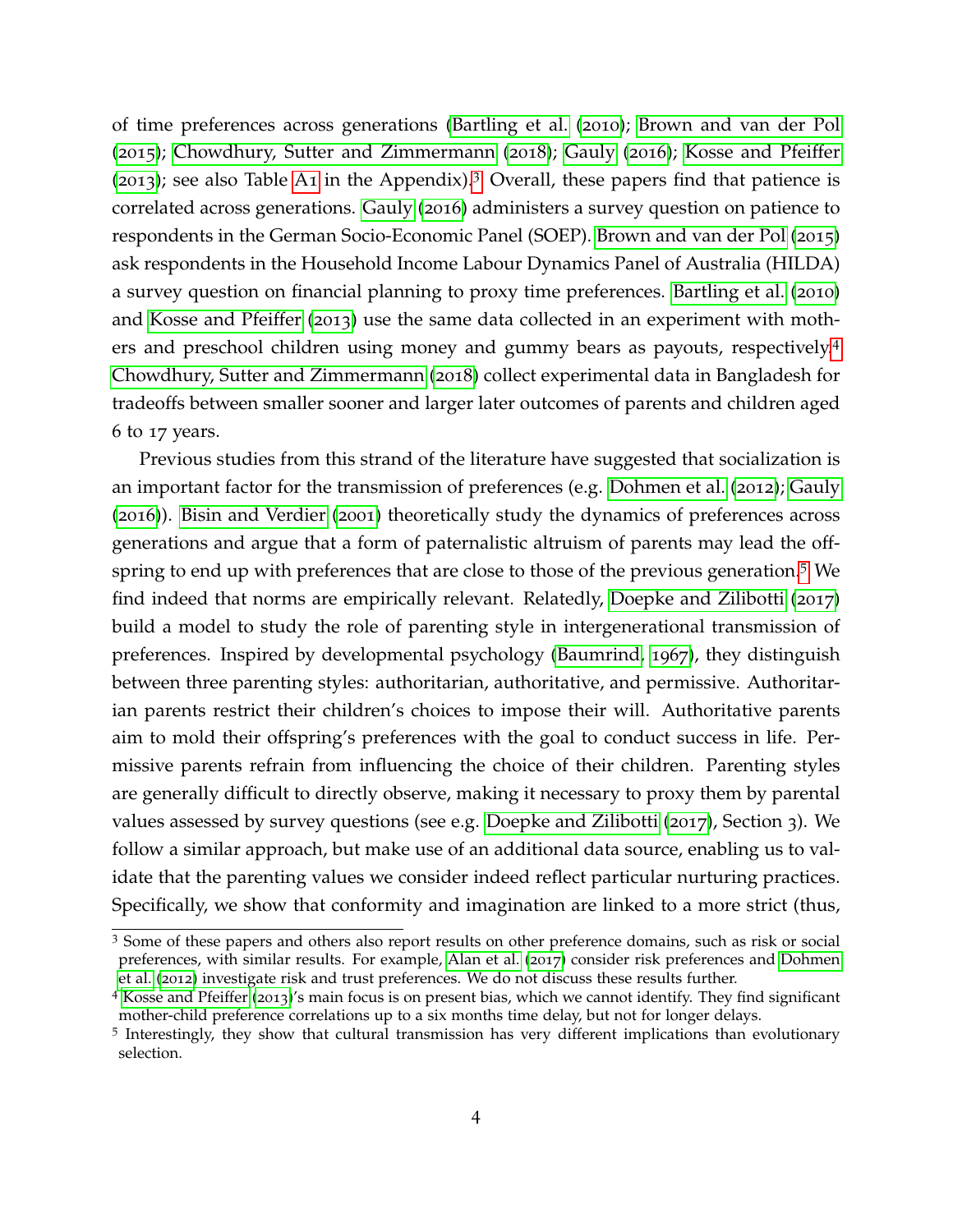of time preferences across generations (Bartling et al. (2010); Brown and van der Pol (2015); Chowdhury, Sutter and Zimmermann (2018); Gauly (2016); Kosse and Pfeiffer (2013); see also Table A1 in the Appendix).[3] Overall, these papers find that patience is correlated across generations. Gauly (2016) administers a survey question on patience to respondents in the German Socio-Economic Panel (SOEP). Brown and van der Pol (2015) ask respondents in the Household Income Labour Dynamics Panel of Australia (HILDA) a survey question on financial planning to proxy time preferences. Bartling et al. (2010) and Kosse and Pfeiffer (2013) use the same data collected in an experiment with mothers and preschool children using money and gummy bears as payouts, respectively.[4] Chowdhury, Sutter and Zimmermann (2018) collect experimental data in Bangladesh for tradeoffs between smaller sooner and larger later outcomes of parents and children aged 6 to 17 years.

Previous studies from this strand of the literature have suggested that socialization is an important factor for the transmission of preferences (e.g. Dohmen et al. (2012); Gauly (2016)). Bisin and Verdier (2001) theoretically study the dynamics of preferences across generations and argue that a form of paternalistic altruism of parents may lead the offspring to end up with preferences that are close to those of the previous generation.[5] We find indeed that norms are empirically relevant. Relatedly, Doepke and Zilibotti (2017) build a model to study the role of parenting style in intergenerational transmission of preferences. Inspired by developmental psychology (Baumrind, 1967), they distinguish between three parenting styles: authoritarian, authoritative, and permissive. Authoritarian parents restrict their children's choices to impose their will. Authoritative parents aim to mold their offspring's preferences with the goal to conduct success in life. Permissive parents refrain from influencing the choice of their children. Parenting styles are generally difficult to directly observe, making it necessary to proxy them by parental values assessed by survey questions (see e.g. Doepke and Zilibotti (2017), Section 3). We follow a similar approach, but make use of an additional data source, enabling us to validate that the parenting values we consider indeed reflect particular nurturing practices. Specifically, we show that conformity and imagination are linked to a more strict (thus,

[3] Some of these papers and others also report results on other preference domains, such as risk or social preferences, with similar results. For example, Alan et al. (2017) consider risk preferences and Dohmen et al. (2012) investigate risk and trust preferences. We do not discuss these results further.

[4] Kosse and Pfeiffer (2013)'s main focus is on present bias, which we cannot identify. They find significant mother-child preference correlations up to a six months time delay, but not for longer delays.

[5] Interestingly, they show that cultural transmission has very different implications than evolutionary selection.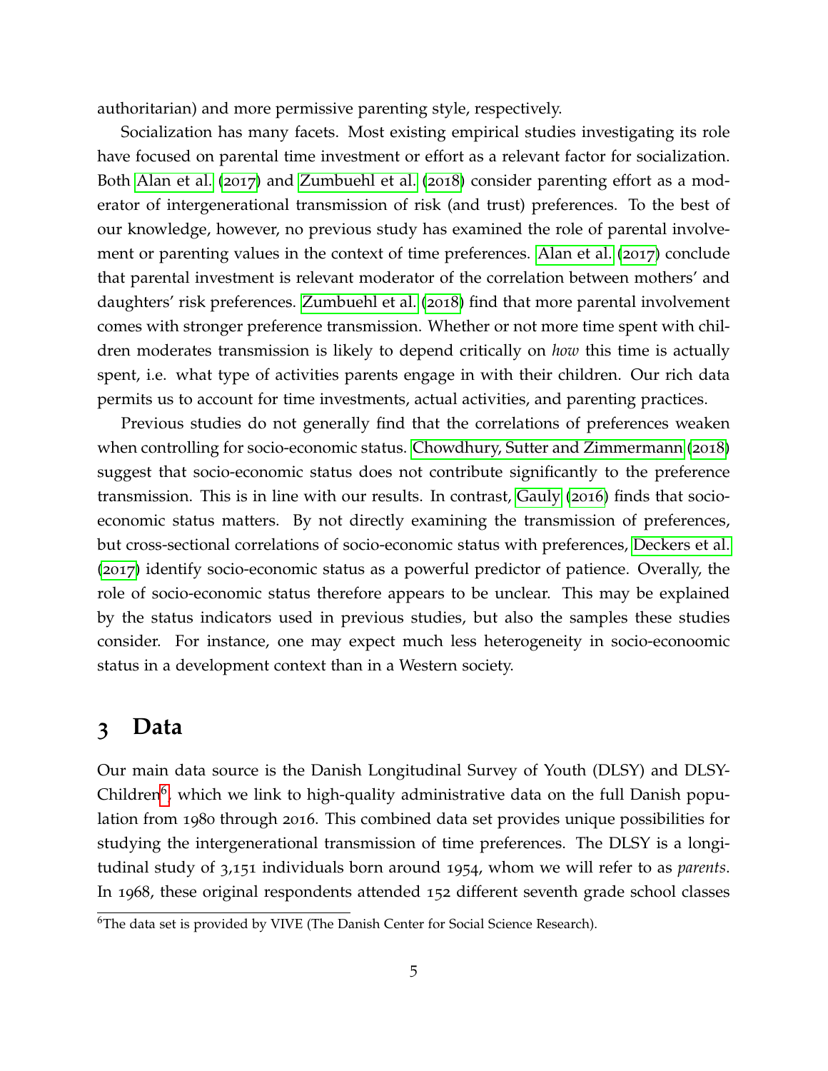authoritarian) and more permissive parenting style, respectively.

Socialization has many facets. Most existing empirical studies investigating its role have focused on parental time investment or effort as a relevant factor for socialization. Both Alan et al. (2017) and Zumbuehl et al. (2018) consider parenting effort as a moderator of intergenerational transmission of risk (and trust) preferences. To the best of our knowledge, however, no previous study has examined the role of parental involvement or parenting values in the context of time preferences. Alan et al. (2017) conclude that parental investment is relevant moderator of the correlation between mothers' and daughters' risk preferences. Zumbuehl et al. (2018) find that more parental involvement comes with stronger preference transmission. Whether or not more time spent with children moderates transmission is likely to depend critically on *how* this time is actually spent, i.e. what type of activities parents engage in with their children. Our rich data permits us to account for time investments, actual activities, and parenting practices.

Previous studies do not generally find that the correlations of preferences weaken when controlling for socio-economic status. Chowdhury, Sutter and Zimmermann (2018) suggest that socio-economic status does not contribute significantly to the preference transmission. This is in line with our results. In contrast, Gauly (2016) finds that socio-economic status matters. By not directly examining the transmission of preferences, but cross-sectional correlations of socio-economic status with preferences, Deckers et al. (2017) identify socio-economic status as a powerful predictor of patience. Overally, the role of socio-economic status therefore appears to be unclear. This may be explained by the status indicators used in previous studies, but also the samples these studies consider. For instance, one may expect much less heterogeneity in socio-econoomic status in a development context than in a Western society.

# 3 Data

Our main data source is the Danish Longitudinal Survey of Youth (DLSY) and DLSY-Children[6], which we link to high-quality administrative data on the full Danish population from 1980 through 2016. This combined data set provides unique possibilities for studying the intergenerational transmission of time preferences. The DLSY is a longitudinal study of 3,151 individuals born around 1954, whom we will refer to as *parents*. In 1968, these original respondents attended 152 different seventh grade school classes

[6]The data set is provided by VIVE (The Danish Center for Social Science Research).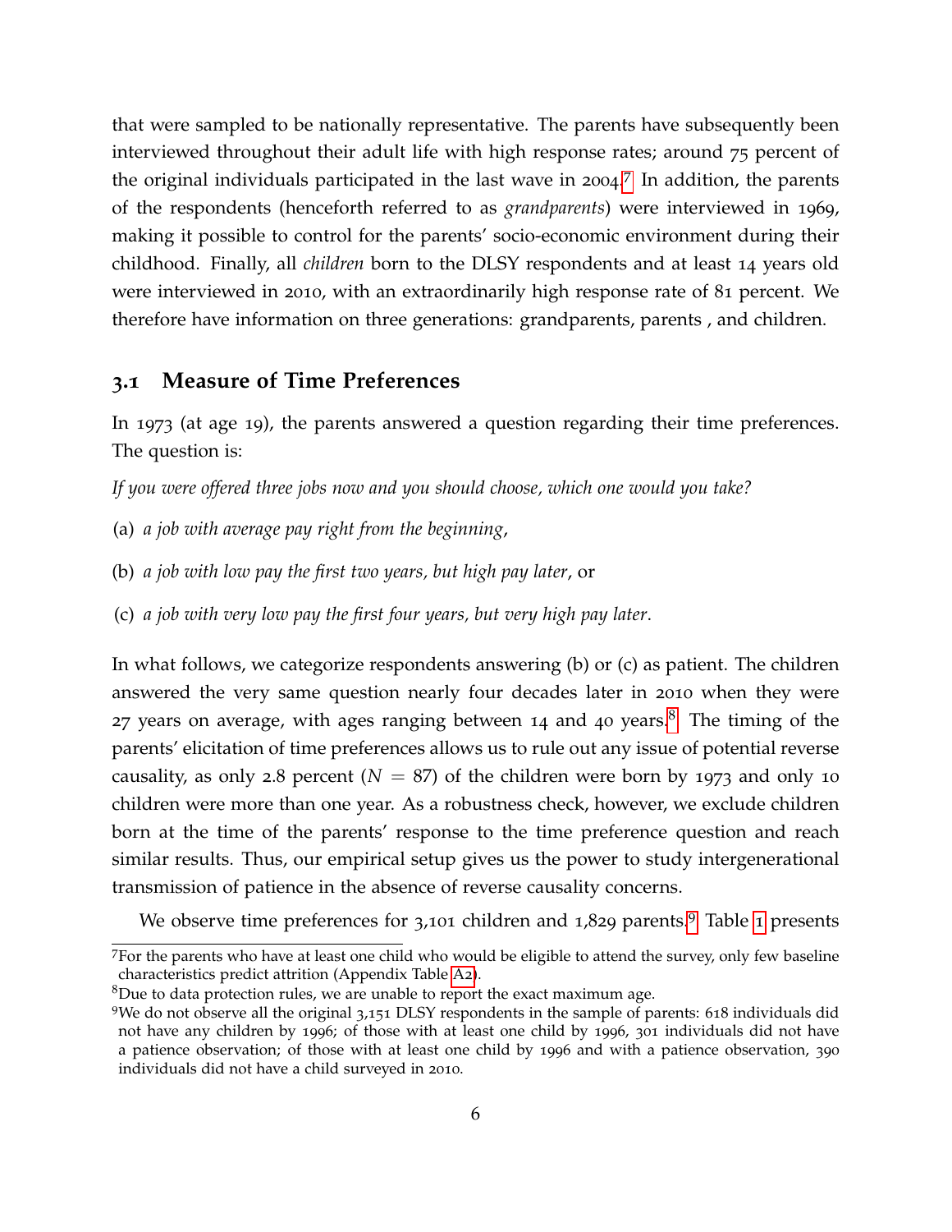that were sampled to be nationally representative. The parents have subsequently been interviewed throughout their adult life with high response rates; around 75 percent of the original individuals participated in the last wave in 2004.[7] In addition, the parents of the respondents (henceforth referred to as *grandparents*) were interviewed in 1969, making it possible to control for the parents' socio-economic environment during their childhood. Finally, all *children* born to the DLSY respondents and at least 14 years old were interviewed in 2010, with an extraordinarily high response rate of 81 percent. We therefore have information on three generations: grandparents, parents , and children.

### 3.1 Measure of Time Preferences

In 1973 (at age 19), the parents answered a question regarding their time preferences. The question is:

*If you were offered three jobs now and you should choose, which one would you take?*

(a) *a job with average pay right from the beginning*,

(b) *a job with low pay the first two years, but high pay later*, or

(c) *a job with very low pay the first four years, but very high pay later*.

In what follows, we categorize respondents answering (b) or (c) as patient. The children answered the very same question nearly four decades later in 2010 when they were 27 years on average, with ages ranging between 14 and 40 years.[8] The timing of the parents' elicitation of time preferences allows us to rule out any issue of potential reverse causality, as only 2.8 percent ($N = 87$) of the children were born by 1973 and only 10 children were more than one year. As a robustness check, however, we exclude children born at the time of the parents' response to the time preference question and reach similar results. Thus, our empirical setup gives us the power to study intergenerational transmission of patience in the absence of reverse causality concerns.

We observe time preferences for 3,101 children and 1,829 parents.[9] Table 1 presents

---

[7] For the parents who have at least one child who would be eligible to attend the survey, only few baseline characteristics predict attrition (Appendix Table A2).

[8] Due to data protection rules, we are unable to report the exact maximum age.

[9] We do not observe all the original 3,151 DLSY respondents in the sample of parents: 618 individuals did not have any children by 1996; of those with at least one child by 1996, 301 individuals did not have a patience observation; of those with at least one child by 1996 and with a patience observation, 390 individuals did not have a child surveyed in 2010.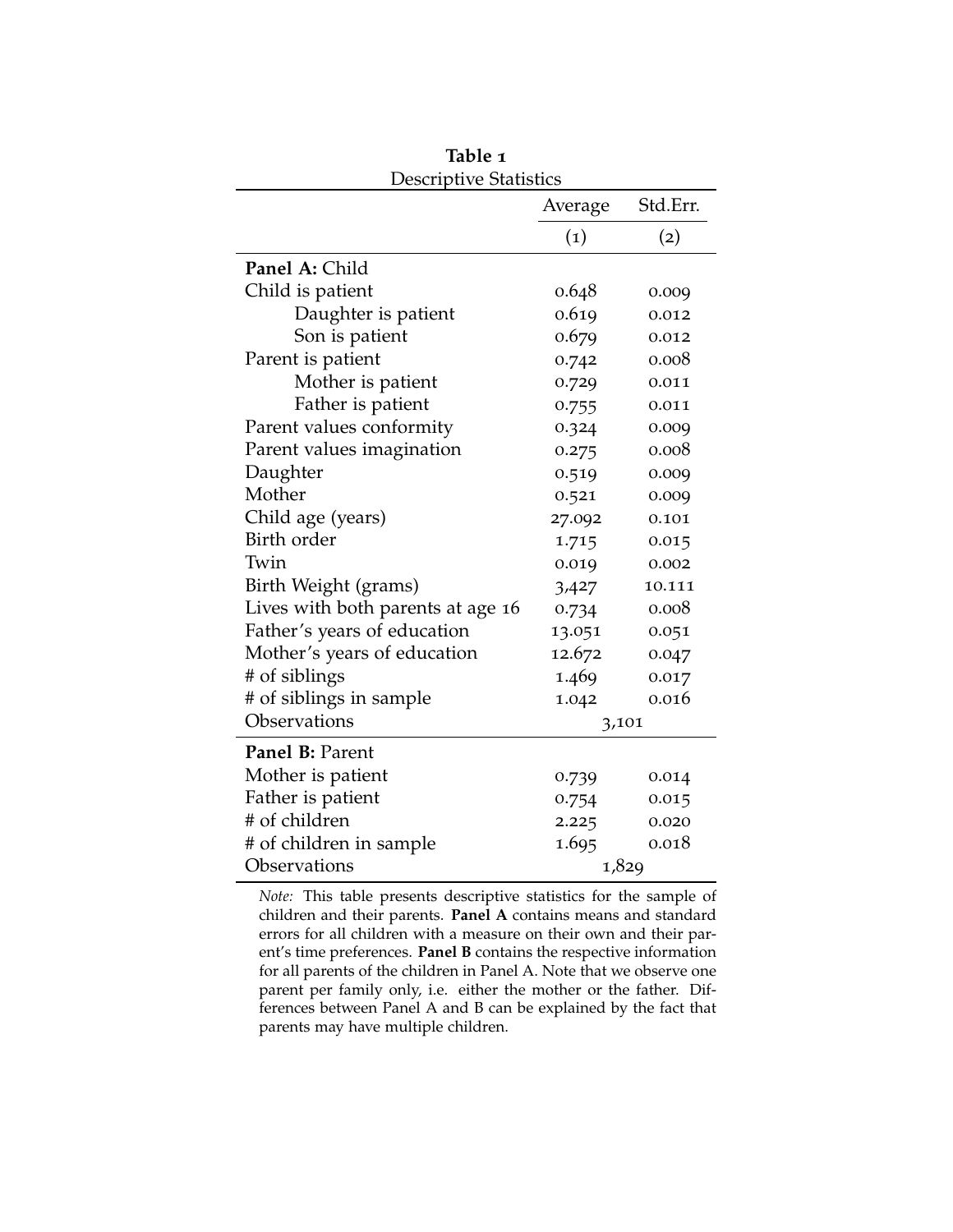**Table 1**
Descriptive Statistics

| | Average | Std.Err. |
|---|---|---|
| | (1) | (2) |
| **Panel A:** Child | | |
| Child is patient | 0.648 | 0.009 |
| Daughter is patient | 0.619 | 0.012 |
| Son is patient | 0.679 | 0.012 |
| Parent is patient | 0.742 | 0.008 |
| Mother is patient | 0.729 | 0.011 |
| Father is patient | 0.755 | 0.011 |
| Parent values conformity | 0.324 | 0.009 |
| Parent values imagination | 0.275 | 0.008 |
| Daughter | 0.519 | 0.009 |
| Mother | 0.521 | 0.009 |
| Child age (years) | 27.092 | 0.101 |
| Birth order | 1.715 | 0.015 |
| Twin | 0.019 | 0.002 |
| Birth Weight (grams) | 3,427 | 10.111 |
| Lives with both parents at age 16 | 0.734 | 0.008 |
| Father's years of education | 13.051 | 0.051 |
| Mother's years of education | 12.672 | 0.047 |
| # of siblings | 1.469 | 0.017 |
| # of siblings in sample | 1.042 | 0.016 |
| Observations | 3,101 | |
| **Panel B:** Parent | | |
| Mother is patient | 0.739 | 0.014 |
| Father is patient | 0.754 | 0.015 |
| # of children | 2.225 | 0.020 |
| # of children in sample | 1.695 | 0.018 |
| Observations | 1,829 | |

*Note:* This table presents descriptive statistics for the sample of children and their parents. **Panel A** contains means and standard errors for all children with a measure on their own and their parent's time preferences. **Panel B** contains the respective information for all parents of the children in Panel A. Note that we observe one parent per family only, i.e. either the mother or the father. Differences between Panel A and B can be explained by the fact that parents may have multiple children.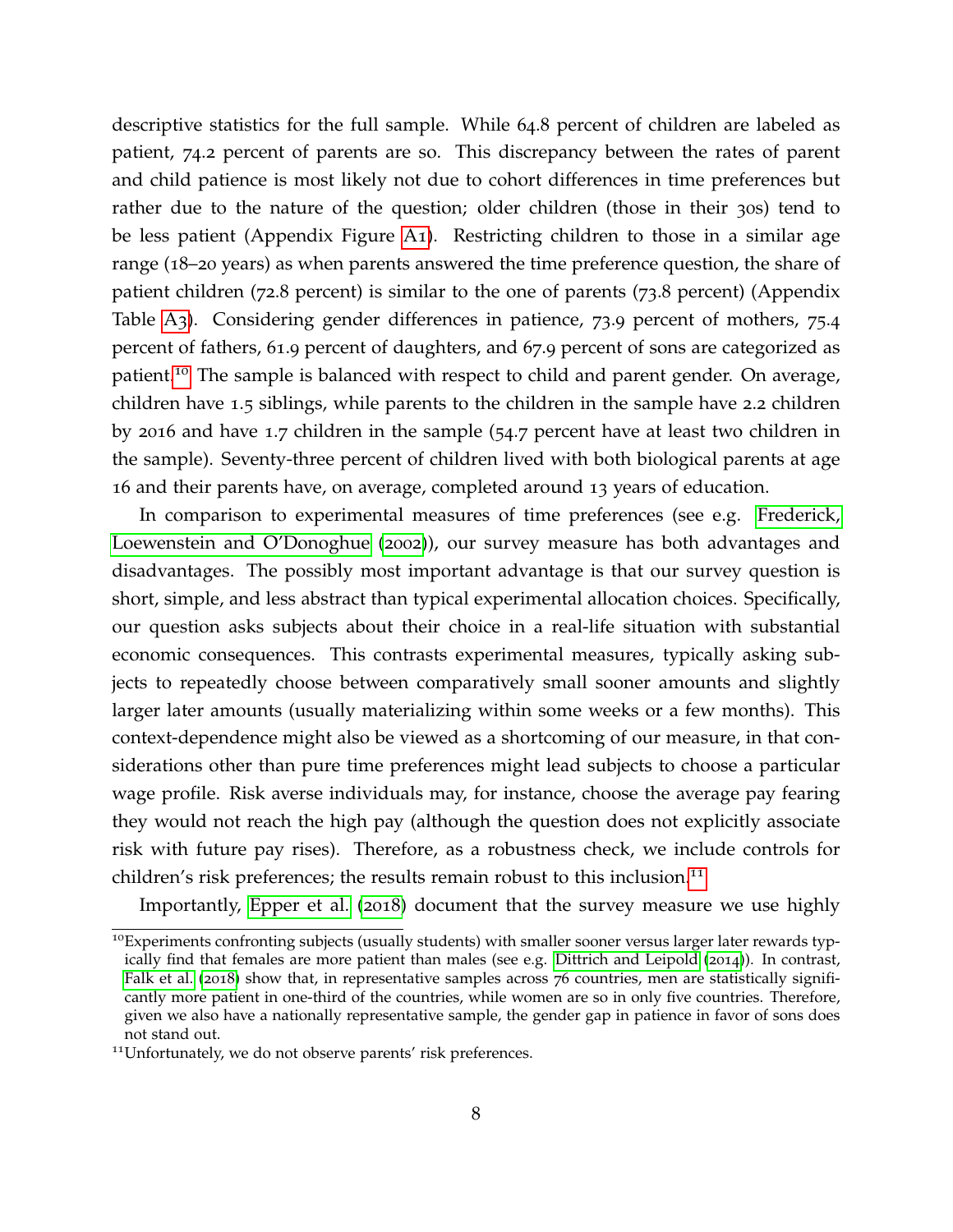descriptive statistics for the full sample. While 64.8 percent of children are labeled as patient, 74.2 percent of parents are so. This discrepancy between the rates of parent and child patience is most likely not due to cohort differences in time preferences but rather due to the nature of the question; older children (those in their 30s) tend to be less patient (Appendix Figure A1). Restricting children to those in a similar age range (18–20 years) as when parents answered the time preference question, the share of patient children (72.8 percent) is similar to the one of parents (73.8 percent) (Appendix Table A3). Considering gender differences in patience, 73.9 percent of mothers, 75.4 percent of fathers, 61.9 percent of daughters, and 67.9 percent of sons are categorized as patient.[10] The sample is balanced with respect to child and parent gender. On average, children have 1.5 siblings, while parents to the children in the sample have 2.2 children by 2016 and have 1.7 children in the sample (54.7 percent have at least two children in the sample). Seventy-three percent of children lived with both biological parents at age 16 and their parents have, on average, completed around 13 years of education.

In comparison to experimental measures of time preferences (see e.g. Frederick, Loewenstein and O'Donoghue (2002)), our survey measure has both advantages and disadvantages. The possibly most important advantage is that our survey question is short, simple, and less abstract than typical experimental allocation choices. Specifically, our question asks subjects about their choice in a real-life situation with substantial economic consequences. This contrasts experimental measures, typically asking subjects to repeatedly choose between comparatively small sooner amounts and slightly larger later amounts (usually materializing within some weeks or a few months). This context-dependence might also be viewed as a shortcoming of our measure, in that considerations other than pure time preferences might lead subjects to choose a particular wage profile. Risk averse individuals may, for instance, choose the average pay fearing they would not reach the high pay (although the question does not explicitly associate risk with future pay rises). Therefore, as a robustness check, we include controls for children's risk preferences; the results remain robust to this inclusion.[11]

Importantly, Epper et al. (2018) document that the survey measure we use highly

[10] Experiments confronting subjects (usually students) with smaller sooner versus larger later rewards typically find that females are more patient than males (see e.g. Dittrich and Leipold (2014)). In contrast, Falk et al. (2018) show that, in representative samples across 76 countries, men are statistically significantly more patient in one-third of the countries, while women are so in only five countries. Therefore, given we also have a nationally representative sample, the gender gap in patience in favor of sons does not stand out.

[11] Unfortunately, we do not observe parents' risk preferences.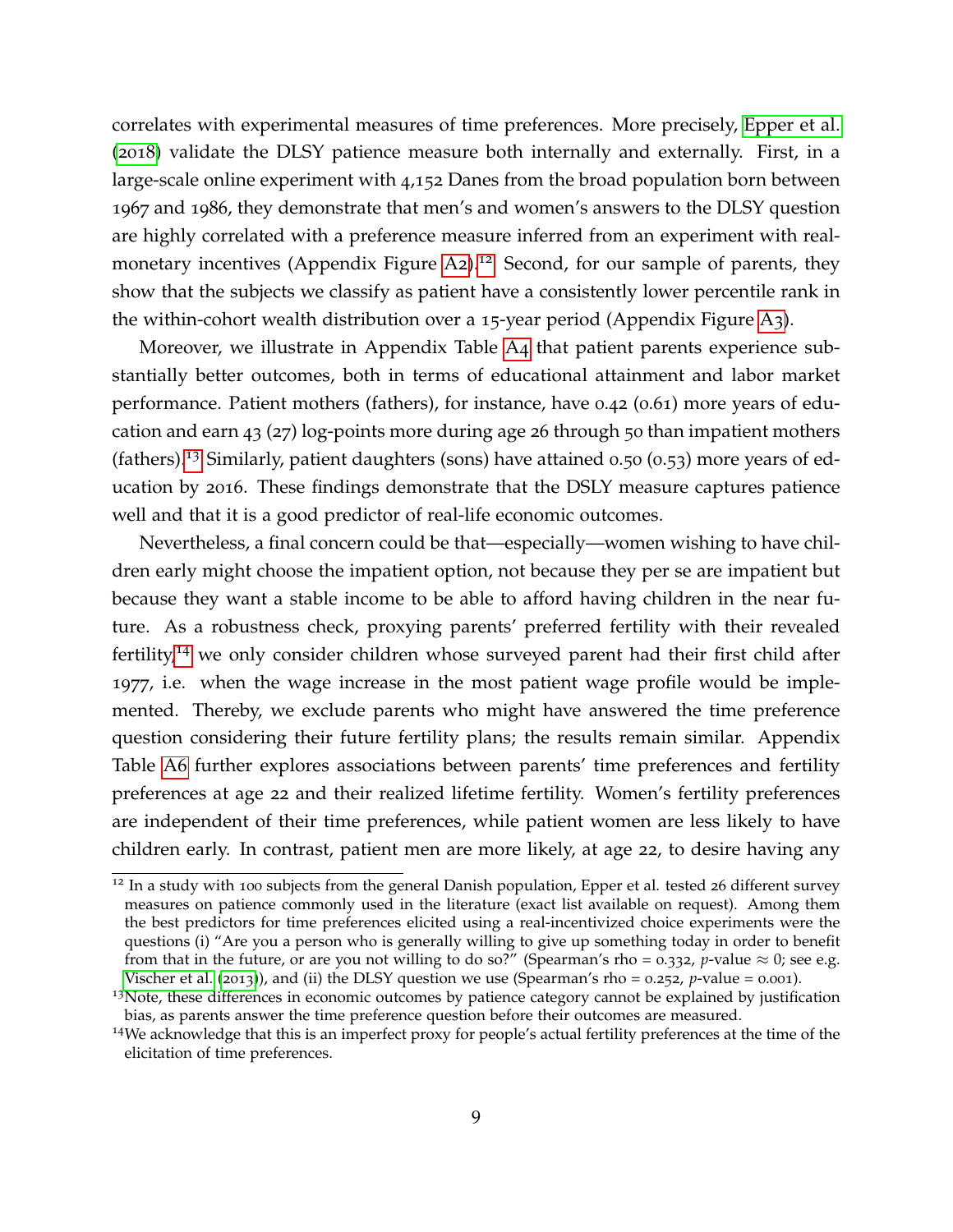correlates with experimental measures of time preferences. More precisely, Epper et al. (2018) validate the DLSY patience measure both internally and externally. First, in a large-scale online experiment with 4,152 Danes from the broad population born between 1967 and 1986, they demonstrate that men's and women's answers to the DLSY question are highly correlated with a preference measure inferred from an experiment with real-monetary incentives (Appendix Figure A2).[12] Second, for our sample of parents, they show that the subjects we classify as patient have a consistently lower percentile rank in the within-cohort wealth distribution over a 15-year period (Appendix Figure A3).

Moreover, we illustrate in Appendix Table A4 that patient parents experience substantially better outcomes, both in terms of educational attainment and labor market performance. Patient mothers (fathers), for instance, have 0.42 (0.61) more years of education and earn 43 (27) log-points more during age 26 through 50 than impatient mothers (fathers).[13] Similarly, patient daughters (sons) have attained 0.50 (0.53) more years of education by 2016. These findings demonstrate that the DSLY measure captures patience well and that it is a good predictor of real-life economic outcomes.

Nevertheless, a final concern could be that—especially—women wishing to have children early might choose the impatient option, not because they per se are impatient but because they want a stable income to be able to afford having children in the near future. As a robustness check, proxying parents' preferred fertility with their revealed fertility,[14] we only consider children whose surveyed parent had their first child after 1977, i.e. when the wage increase in the most patient wage profile would be implemented. Thereby, we exclude parents who might have answered the time preference question considering their future fertility plans; the results remain similar. Appendix Table A6 further explores associations between parents' time preferences and fertility preferences at age 22 and their realized lifetime fertility. Women's fertility preferences are independent of their time preferences, while patient women are less likely to have children early. In contrast, patient men are more likely, at age 22, to desire having any

---

[12] In a study with 100 subjects from the general Danish population, Epper et al. tested 26 different survey measures on patience commonly used in the literature (exact list available on request). Among them the best predictors for time preferences elicited using a real-incentivized choice experiments were the questions (i) "Are you a person who is generally willing to give up something today in order to benefit from that in the future, or are you not willing to do so?" (Spearman's rho = 0.332, $p$-value $\approx$ 0; see e.g. Vischer et al. (2013)), and (ii) the DLSY question we use (Spearman's rho = 0.252, $p$-value = 0.001).

[13] Note, these differences in economic outcomes by patience category cannot be explained by justification bias, as parents answer the time preference question before their outcomes are measured.

[14] We acknowledge that this is an imperfect proxy for people's actual fertility preferences at the time of the elicitation of time preferences.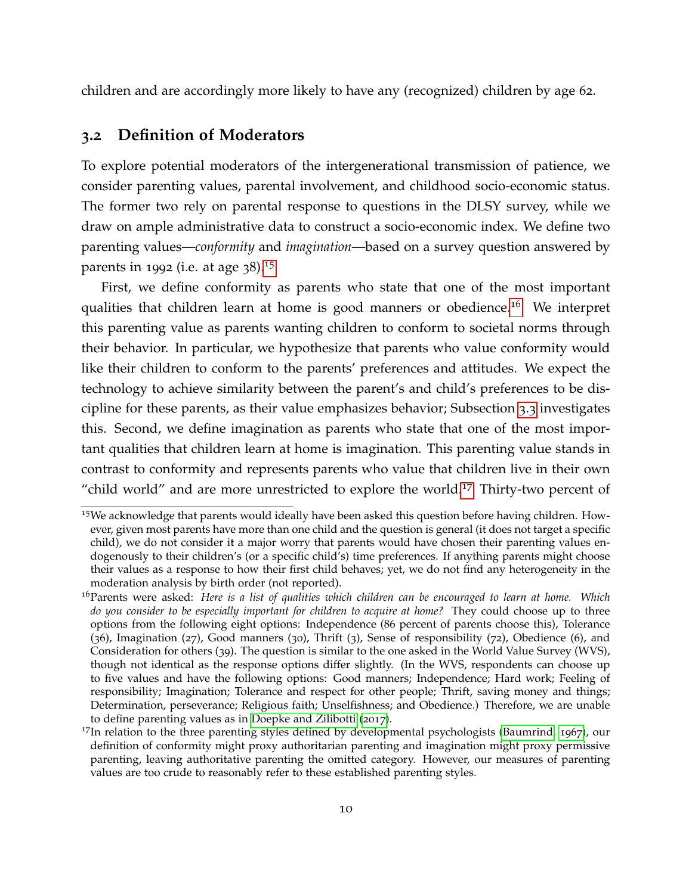children and are accordingly more likely to have any (recognized) children by age 62.

## 3.2 Definition of Moderators

To explore potential moderators of the intergenerational transmission of patience, we consider parenting values, parental involvement, and childhood socio-economic status. The former two rely on parental response to questions in the DLSY survey, while we draw on ample administrative data to construct a socio-economic index. We define two parenting values—*conformity* and *imagination*—based on a survey question answered by parents in 1992 (i.e. at age 38).[15]

First, we define conformity as parents who state that one of the most important qualities that children learn at home is good manners or obedience.[16] We interpret this parenting value as parents wanting children to conform to societal norms through their behavior. In particular, we hypothesize that parents who value conformity would like their children to conform to the parents' preferences and attitudes. We expect the technology to achieve similarity between the parent's and child's preferences to be discipline for these parents, as their value emphasizes behavior; Subsection 3.3 investigates this. Second, we define imagination as parents who state that one of the most important qualities that children learn at home is imagination. This parenting value stands in contrast to conformity and represents parents who value that children live in their own "child world" and are more unrestricted to explore the world.[17] Thirty-two percent of

[15] We acknowledge that parents would ideally have been asked this question before having children. However, given most parents have more than one child and the question is general (it does not target a specific child), we do not consider it a major worry that parents would have chosen their parenting values endogenously to their children's (or a specific child's) time preferences. If anything parents might choose their values as a response to how their first child behaves; yet, we do not find any heterogeneity in the moderation analysis by birth order (not reported).

[16] Parents were asked: *Here is a list of qualities which children can be encouraged to learn at home. Which do you consider to be especially important for children to acquire at home?* They could choose up to three options from the following eight options: Independence (86 percent of parents choose this), Tolerance (36), Imagination (27), Good manners (30), Thrift (3), Sense of responsibility (72), Obedience (6), and Consideration for others (39). The question is similar to the one asked in the World Value Survey (WVS), though not identical as the response options differ slightly. (In the WVS, respondents can choose up to five values and have the following options: Good manners; Independence; Hard work; Feeling of responsibility; Imagination; Tolerance and respect for other people; Thrift, saving money and things; Determination, perseverance; Religious faith; Unselfishness; and Obedience.) Therefore, we are unable to define parenting values as in Doepke and Zilibotti (2017).

[17] In relation to the three parenting styles defined by developmental psychologists (Baumrind, 1967), our definition of conformity might proxy authoritarian parenting and imagination might proxy permissive parenting, leaving authoritative parenting the omitted category. However, our measures of parenting values are too crude to reasonably refer to these established parenting styles.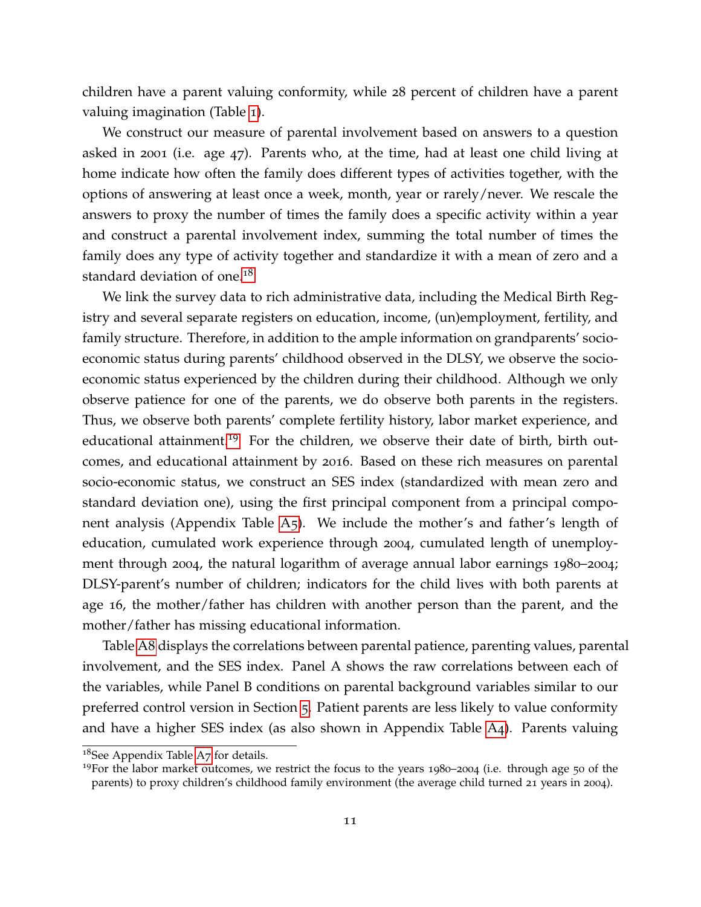children have a parent valuing conformity, while 28 percent of children have a parent valuing imagination (Table 1).

We construct our measure of parental involvement based on answers to a question asked in 2001 (i.e. age 47). Parents who, at the time, had at least one child living at home indicate how often the family does different types of activities together, with the options of answering at least once a week, month, year or rarely/never. We rescale the answers to proxy the number of times the family does a specific activity within a year and construct a parental involvement index, summing the total number of times the family does any type of activity together and standardize it with a mean of zero and a standard deviation of one.[18]

We link the survey data to rich administrative data, including the Medical Birth Registry and several separate registers on education, income, (un)employment, fertility, and family structure. Therefore, in addition to the ample information on grandparents' socio-economic status during parents' childhood observed in the DLSY, we observe the socio-economic status experienced by the children during their childhood. Although we only observe patience for one of the parents, we do observe both parents in the registers. Thus, we observe both parents' complete fertility history, labor market experience, and educational attainment.[19] For the children, we observe their date of birth, birth outcomes, and educational attainment by 2016. Based on these rich measures on parental socio-economic status, we construct an SES index (standardized with mean zero and standard deviation one), using the first principal component from a principal component analysis (Appendix Table A5). We include the mother's and father's length of education, cumulated work experience through 2004, cumulated length of unemployment through 2004, the natural logarithm of average annual labor earnings 1980–2004; DLSY-parent's number of children; indicators for the child lives with both parents at age 16, the mother/father has children with another person than the parent, and the mother/father has missing educational information.

Table A8 displays the correlations between parental patience, parenting values, parental involvement, and the SES index. Panel A shows the raw correlations between each of the variables, while Panel B conditions on parental background variables similar to our preferred control version in Section 5. Patient parents are less likely to value conformity and have a higher SES index (as also shown in Appendix Table A4). Parents valuing

[18] See Appendix Table A7 for details.

[19] For the labor market outcomes, we restrict the focus to the years 1980–2004 (i.e. through age 50 of the parents) to proxy children's childhood family environment (the average child turned 21 years in 2004).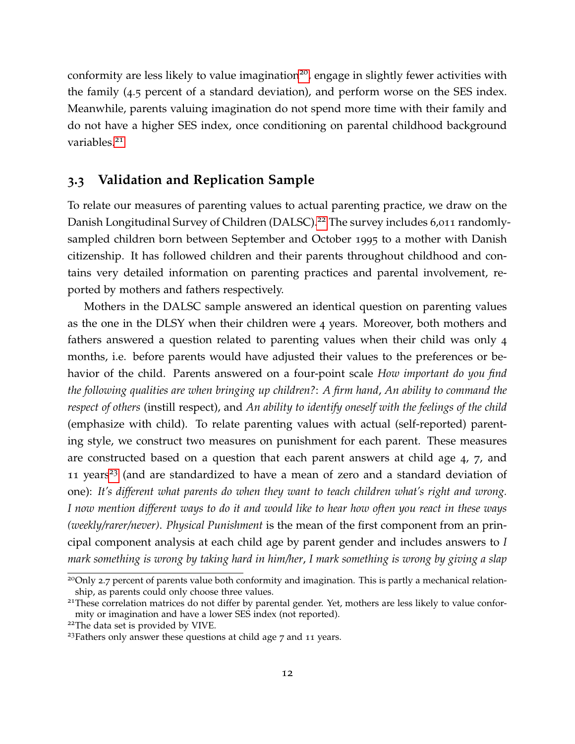conformity are less likely to value imagination[20], engage in slightly fewer activities with the family (4.5 percent of a standard deviation), and perform worse on the SES index. Meanwhile, parents valuing imagination do not spend more time with their family and do not have a higher SES index, once conditioning on parental childhood background variables.[21]

## 3.3 Validation and Replication Sample

To relate our measures of parenting values to actual parenting practice, we draw on the Danish Longitudinal Survey of Children (DALSC).[22] The survey includes 6,011 randomly-sampled children born between September and October 1995 to a mother with Danish citizenship. It has followed children and their parents throughout childhood and contains very detailed information on parenting practices and parental involvement, reported by mothers and fathers respectively.

Mothers in the DALSC sample answered an identical question on parenting values as the one in the DLSY when their children were 4 years. Moreover, both mothers and fathers answered a question related to parenting values when their child was only 4 months, i.e. before parents would have adjusted their values to the preferences or behavior of the child. Parents answered on a four-point scale *How important do you find the following qualities are when bringing up children?*: *A firm hand*, *An ability to command the respect of others* (instill respect), and *An ability to identify oneself with the feelings of the child* (emphasize with child). To relate parenting values with actual (self-reported) parenting style, we construct two measures on punishment for each parent. These measures are constructed based on a question that each parent answers at child age 4, 7, and 11 years[23] (and are standardized to have a mean of zero and a standard deviation of one): *It's different what parents do when they want to teach children what's right and wrong. I now mention different ways to do it and would like to hear how often you react in these ways (weekly/rarer/never)*. *Physical Punishment* is the mean of the first component from an principal component analysis at each child age by parent gender and includes answers to *I mark something is wrong by taking hard in him/her*, *I mark something is wrong by giving a slap*

[20]Only 2.7 percent of parents value both conformity and imagination. This is partly a mechanical relationship, as parents could only choose three values.

[21]These correlation matrices do not differ by parental gender. Yet, mothers are less likely to value conformity or imagination and have a lower SES index (not reported).

[22]The data set is provided by VIVE.

[23]Fathers only answer these questions at child age 7 and 11 years.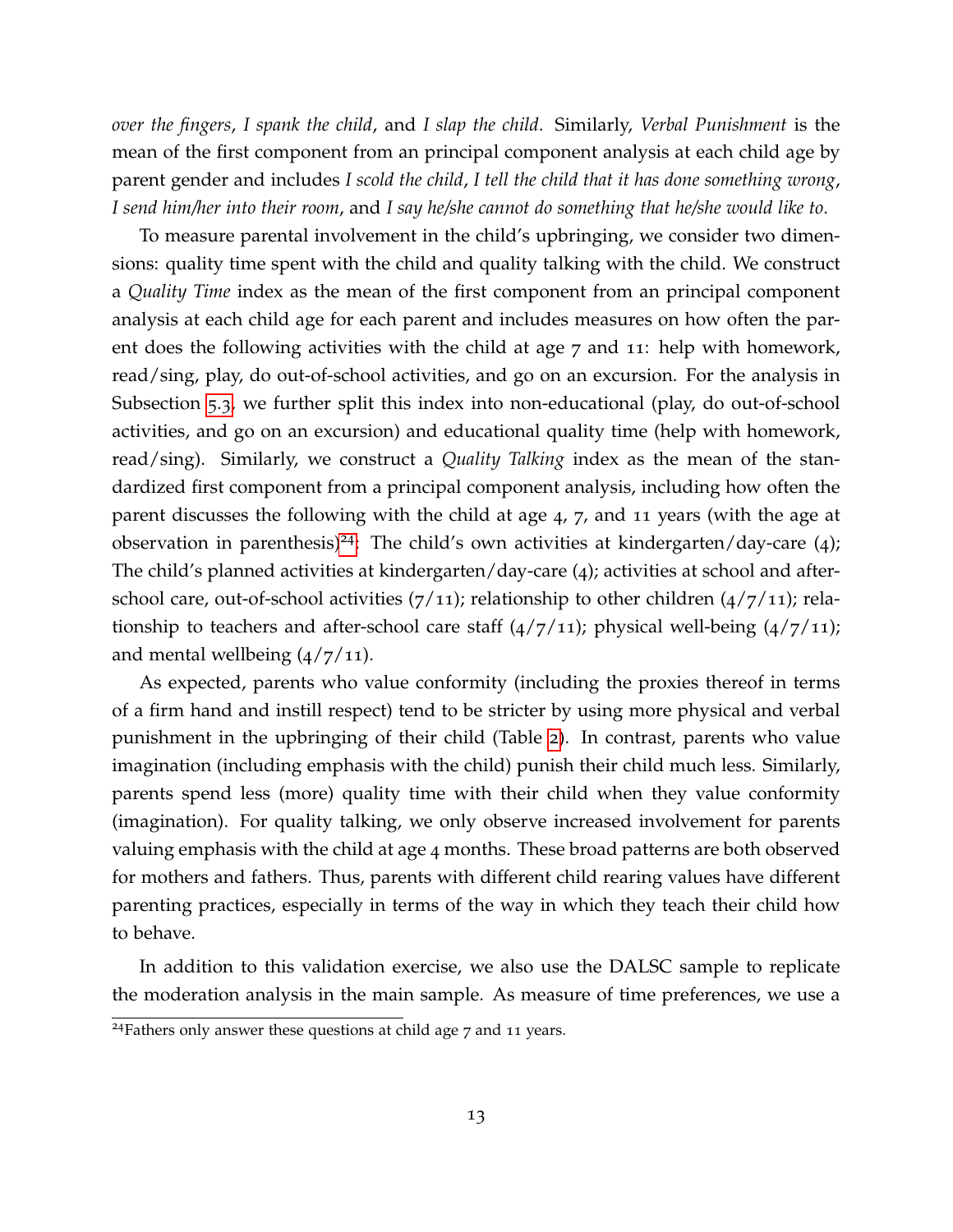*over the fingers*, *I spank the child*, and *I slap the child*. Similarly, *Verbal Punishment* is the mean of the first component from an principal component analysis at each child age by parent gender and includes *I scold the child*, *I tell the child that it has done something wrong*, *I send him/her into their room*, and *I say he/she cannot do something that he/she would like to*.

To measure parental involvement in the child's upbringing, we consider two dimensions: quality time spent with the child and quality talking with the child. We construct a *Quality Time* index as the mean of the first component from an principal component analysis at each child age for each parent and includes measures on how often the parent does the following activities with the child at age 7 and 11: help with homework, read/sing, play, do out-of-school activities, and go on an excursion. For the analysis in Subsection 5.3, we further split this index into non-educational (play, do out-of-school activities, and go on an excursion) and educational quality time (help with homework, read/sing). Similarly, we construct a *Quality Talking* index as the mean of the standardized first component from a principal component analysis, including how often the parent discusses the following with the child at age 4, 7, and 11 years (with the age at observation in parenthesis)[24]: The child's own activities at kindergarten/day-care (4); The child's planned activities at kindergarten/day-care (4); activities at school and after-school care, out-of-school activities (7/11); relationship to other children (4/7/11); relationship to teachers and after-school care staff (4/7/11); physical well-being (4/7/11); and mental wellbeing (4/7/11).

As expected, parents who value conformity (including the proxies thereof in terms of a firm hand and instill respect) tend to be stricter by using more physical and verbal punishment in the upbringing of their child (Table 2). In contrast, parents who value imagination (including emphasis with the child) punish their child much less. Similarly, parents spend less (more) quality time with their child when they value conformity (imagination). For quality talking, we only observe increased involvement for parents valuing emphasis with the child at age 4 months. These broad patterns are both observed for mothers and fathers. Thus, parents with different child rearing values have different parenting practices, especially in terms of the way in which they teach their child how to behave.

In addition to this validation exercise, we also use the DALSC sample to replicate the moderation analysis in the main sample. As measure of time preferences, we use a

[24]Fathers only answer these questions at child age 7 and 11 years.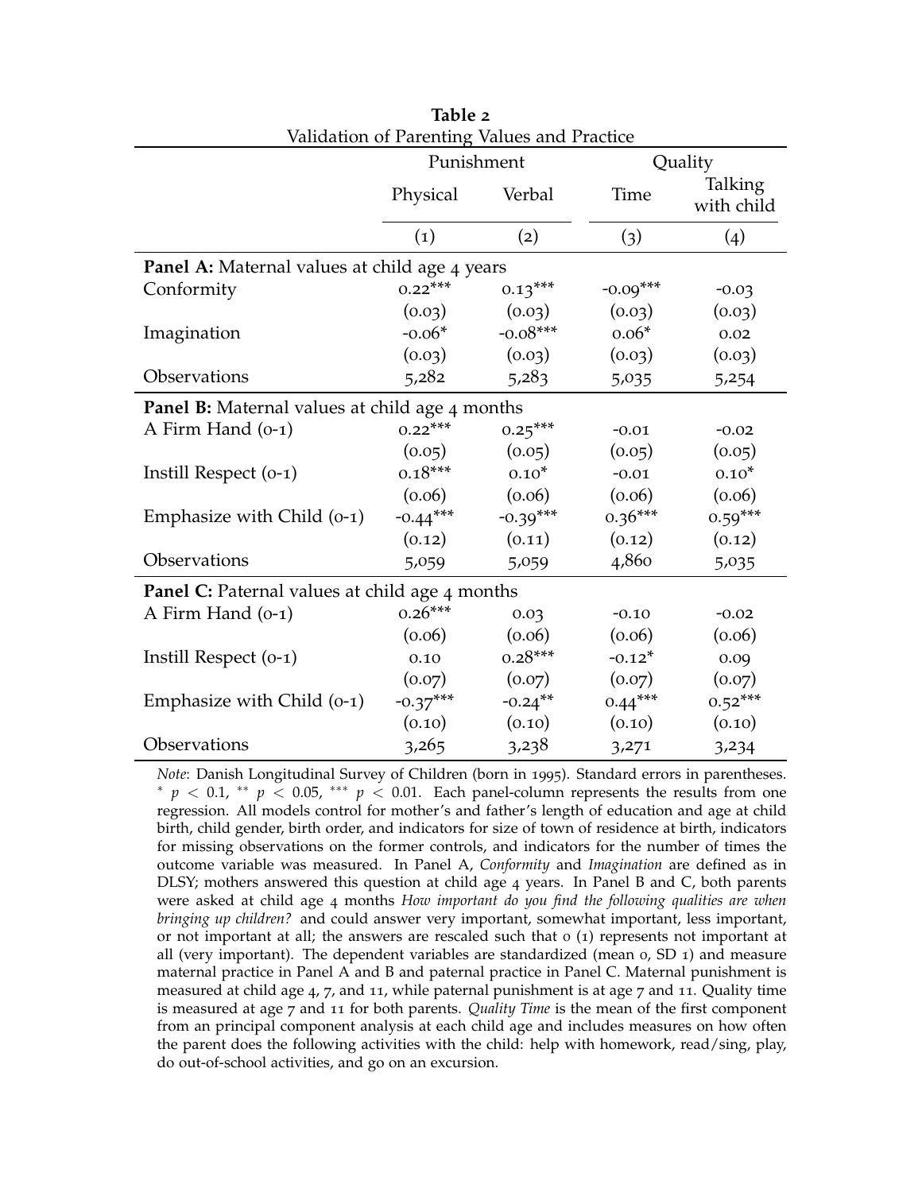**Table 2**
Validation of Parenting Values and Practice

| | Punishment | | Quality | |
|---|---|---|---|---|
| | Physical | Verbal | Time | Talking with child |
| | (1) | (2) | (3) | (4) |
| **Panel A:** Maternal values at child age 4 years | | | | |
| Conformity | 0.22*** | 0.13*** | -0.09*** | -0.03 |
| | (0.03) | (0.03) | (0.03) | (0.03) |
| Imagination | -0.06* | -0.08*** | 0.06* | 0.02 |
| | (0.03) | (0.03) | (0.03) | (0.03) |
| Observations | 5,282 | 5,283 | 5,035 | 5,254 |
| **Panel B:** Maternal values at child age 4 months | | | | |
| A Firm Hand (0-1) | 0.22*** | 0.25*** | -0.01 | -0.02 |
| | (0.05) | (0.05) | (0.05) | (0.05) |
| Instill Respect (0-1) | 0.18*** | 0.10* | -0.01 | 0.10* |
| | (0.06) | (0.06) | (0.06) | (0.06) |
| Emphasize with Child (0-1) | -0.44*** | -0.39*** | 0.36*** | 0.59*** |
| | (0.12) | (0.11) | (0.12) | (0.12) |
| Observations | 5,059 | 5,059 | 4,860 | 5,035 |
| **Panel C:** Paternal values at child age 4 months | | | | |
| A Firm Hand (0-1) | 0.26*** | 0.03 | -0.10 | -0.02 |
| | (0.06) | (0.06) | (0.06) | (0.06) |
| Instill Respect (0-1) | 0.10 | 0.28*** | -0.12* | 0.09 |
| | (0.07) | (0.07) | (0.07) | (0.07) |
| Emphasize with Child (0-1) | -0.37*** | -0.24** | 0.44*** | 0.52*** |
| | (0.10) | (0.10) | (0.10) | (0.10) |
| Observations | 3,265 | 3,238 | 3,271 | 3,234 |

*Note*: Danish Longitudinal Survey of Children (born in 1995). Standard errors in parentheses. * $p < 0.1$, ** $p < 0.05$, *** $p < 0.01$. Each panel-column represents the results from one regression. All models control for mother's and father's length of education and age at child birth, child gender, birth order, and indicators for size of town of residence at birth, indicators for missing observations on the former controls, and indicators for the number of times the outcome variable was measured. In Panel A, *Conformity* and *Imagination* are defined as in DLSY; mothers answered this question at child age 4 years. In Panel B and C, both parents were asked at child age 4 months *How important do you find the following qualities are when bringing up children?* and could answer very important, somewhat important, less important, or not important at all; the answers are rescaled such that 0 (1) represents not important at all (very important). The dependent variables are standardized (mean 0, SD 1) and measure maternal practice in Panel A and B and paternal practice in Panel C. Maternal punishment is measured at child age 4, 7, and 11, while paternal punishment is at age 7 and 11. Quality time is measured at age 7 and 11 for both parents. *Quality Time* is the mean of the first component from an principal component analysis at each child age and includes measures on how often the parent does the following activities with the child: help with homework, read/sing, play, do out-of-school activities, and go on an excursion.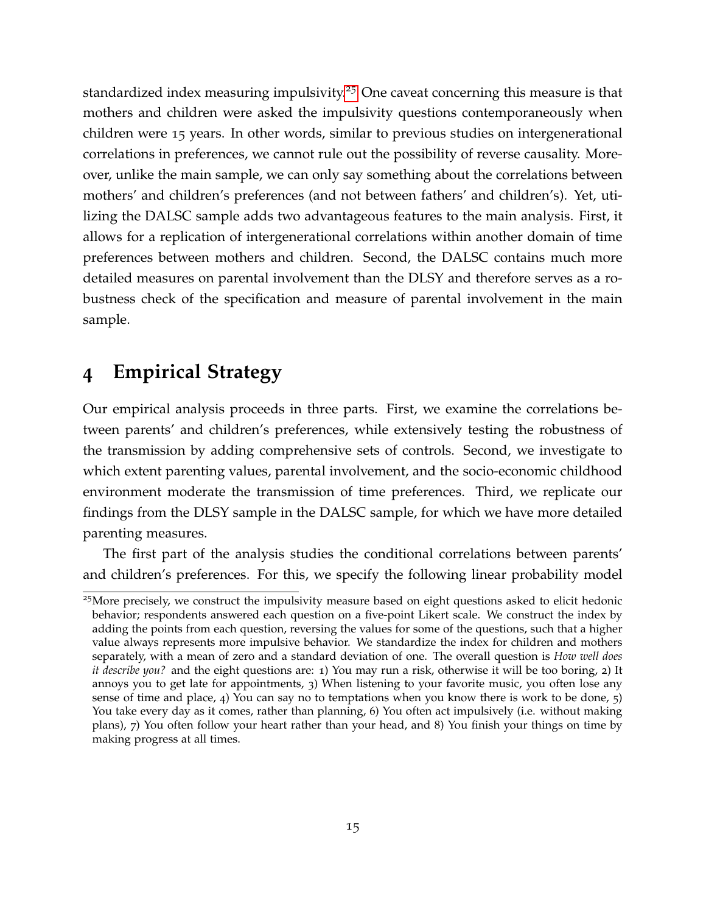standardized index measuring impulsivity.[25] One caveat concerning this measure is that mothers and children were asked the impulsivity questions contemporaneously when children were 15 years. In other words, similar to previous studies on intergenerational correlations in preferences, we cannot rule out the possibility of reverse causality. Moreover, unlike the main sample, we can only say something about the correlations between mothers' and children's preferences (and not between fathers' and children's). Yet, utilizing the DALSC sample adds two advantageous features to the main analysis. First, it allows for a replication of intergenerational correlations within another domain of time preferences between mothers and children. Second, the DALSC contains much more detailed measures on parental involvement than the DLSY and therefore serves as a robustness check of the specification and measure of parental involvement in the main sample.

# 4 Empirical Strategy

Our empirical analysis proceeds in three parts. First, we examine the correlations between parents' and children's preferences, while extensively testing the robustness of the transmission by adding comprehensive sets of controls. Second, we investigate to which extent parenting values, parental involvement, and the socio-economic childhood environment moderate the transmission of time preferences. Third, we replicate our findings from the DLSY sample in the DALSC sample, for which we have more detailed parenting measures.

The first part of the analysis studies the conditional correlations between parents' and children's preferences. For this, we specify the following linear probability model

[25] More precisely, we construct the impulsivity measure based on eight questions asked to elicit hedonic behavior; respondents answered each question on a five-point Likert scale. We construct the index by adding the points from each question, reversing the values for some of the questions, such that a higher value always represents more impulsive behavior. We standardize the index for children and mothers separately, with a mean of zero and a standard deviation of one. The overall question is *How well does it describe you?* and the eight questions are: 1) You may run a risk, otherwise it will be too boring, 2) It annoys you to get late for appointments, 3) When listening to your favorite music, you often lose any sense of time and place, 4) You can say no to temptations when you know there is work to be done, 5) You take every day as it comes, rather than planning, 6) You often act impulsively (i.e. without making plans), 7) You often follow your heart rather than your head, and 8) You finish your things on time by making progress at all times.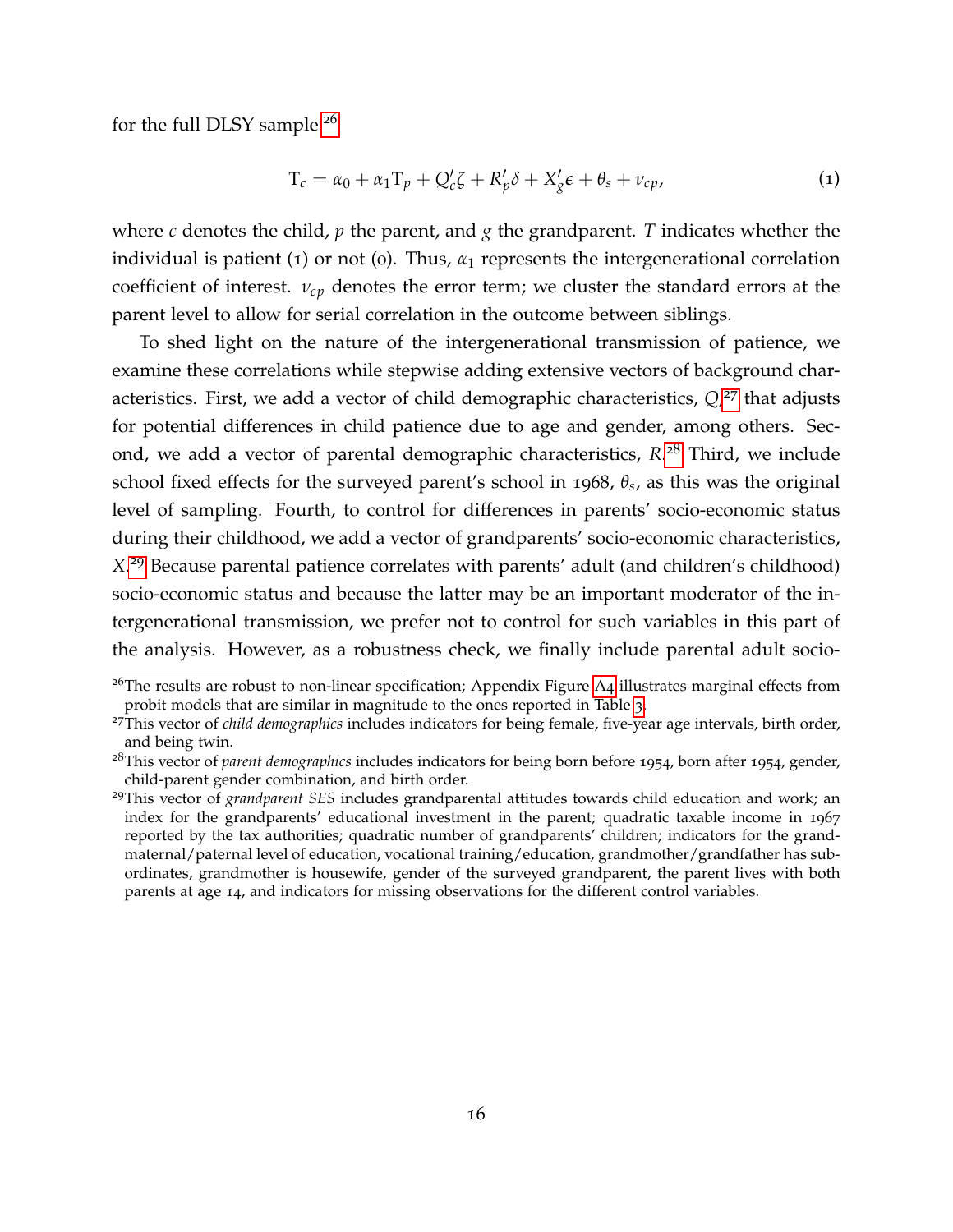for the full DLSY sample:[26]

$$\mathrm{T}_c = \alpha_0 + \alpha_1 \mathrm{T}_p + Q_c'\zeta + R_p'\delta + X_g'\epsilon + \theta_s + \nu_{cp}, \tag{1}$$

where $c$ denotes the child, $p$ the parent, and $g$ the grandparent. $T$ indicates whether the individual is patient (1) or not (0). Thus, $\alpha_1$ represents the intergenerational correlation coefficient of interest. $\nu_{cp}$ denotes the error term; we cluster the standard errors at the parent level to allow for serial correlation in the outcome between siblings.

To shed light on the nature of the intergenerational transmission of patience, we examine these correlations while stepwise adding extensive vectors of background characteristics. First, we add a vector of child demographic characteristics, $Q$,[27] that adjusts for potential differences in child patience due to age and gender, among others. Second, we add a vector of parental demographic characteristics, $R$.[28] Third, we include school fixed effects for the surveyed parent's school in 1968, $\theta_s$, as this was the original level of sampling. Fourth, to control for differences in parents' socio-economic status during their childhood, we add a vector of grandparents' socio-economic characteristics, $X$.[29] Because parental patience correlates with parents' adult (and children's childhood) socio-economic status and because the latter may be an important moderator of the intergenerational transmission, we prefer not to control for such variables in this part of the analysis. However, as a robustness check, we finally include parental adult socio-

[26] The results are robust to non-linear specification; Appendix Figure A4 illustrates marginal effects from probit models that are similar in magnitude to the ones reported in Table 3.

[27] This vector of *child demographics* includes indicators for being female, five-year age intervals, birth order, and being twin.

[28] This vector of *parent demographics* includes indicators for being born before 1954, born after 1954, gender, child-parent gender combination, and birth order.

[29] This vector of *grandparent SES* includes grandparental attitudes towards child education and work; an index for the grandparents' educational investment in the parent; quadratic taxable income in 1967 reported by the tax authorities; quadratic number of grandparents' children; indicators for the grandmaternal/paternal level of education, vocational training/education, grandmother/grandfather has subordinates, grandmother is housewife, gender of the surveyed grandparent, the parent lives with both parents at age 14, and indicators for missing observations for the different control variables.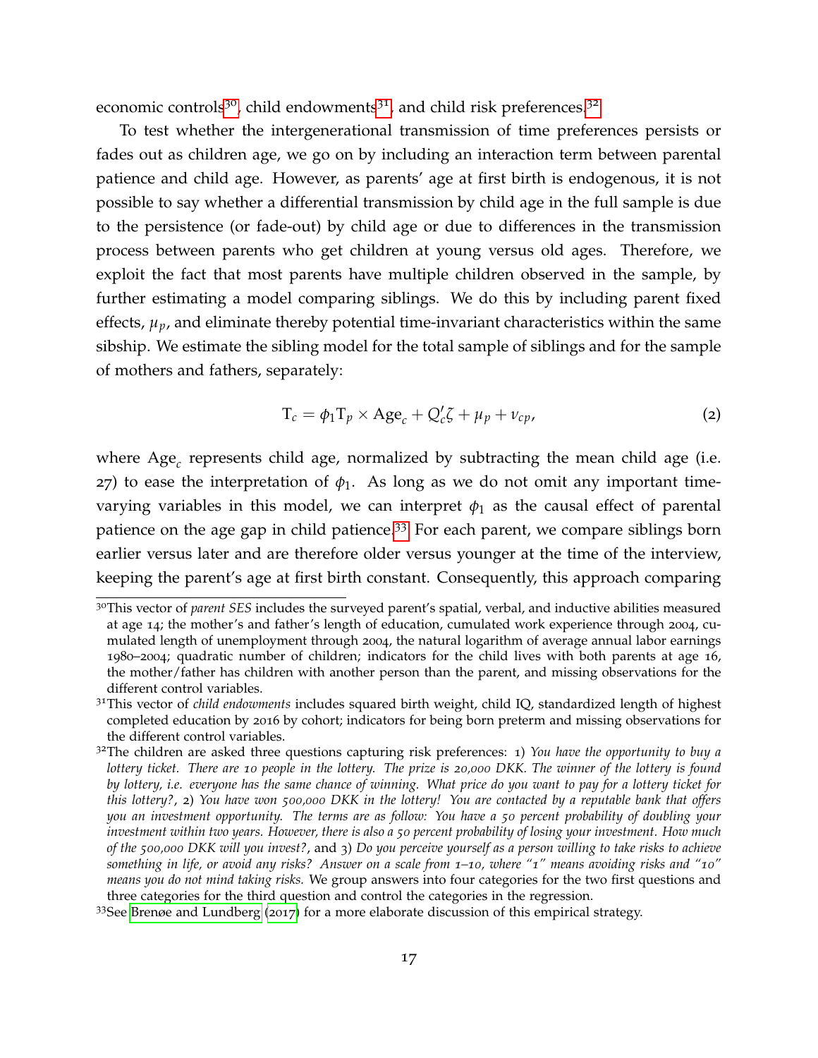economic controls[30], child endowments[31], and child risk preferences.[32]

To test whether the intergenerational transmission of time preferences persists or fades out as children age, we go on by including an interaction term between parental patience and child age. However, as parents' age at first birth is endogenous, it is not possible to say whether a differential transmission by child age in the full sample is due to the persistence (or fade-out) by child age or due to differences in the transmission process between parents who get children at young versus old ages. Therefore, we exploit the fact that most parents have multiple children observed in the sample, by further estimating a model comparing siblings. We do this by including parent fixed effects, $\mu_p$, and eliminate thereby potential time-invariant characteristics within the same sibship. We estimate the sibling model for the total sample of siblings and for the sample of mothers and fathers, separately:

$$\mathrm{T}_c = \phi_1 \mathrm{T}_p \times \mathrm{Age}_c + Q_c'\zeta + \mu_p + \nu_{cp}, \tag{2}$$

where $\mathrm{Age}_c$ represents child age, normalized by subtracting the mean child age (i.e. 27) to ease the interpretation of $\phi_1$. As long as we do not omit any important time-varying variables in this model, we can interpret $\phi_1$ as the causal effect of parental patience on the age gap in child patience.[33] For each parent, we compare siblings born earlier versus later and are therefore older versus younger at the time of the interview, keeping the parent's age at first birth constant. Consequently, this approach comparing

[30] This vector of *parent SES* includes the surveyed parent's spatial, verbal, and inductive abilities measured at age 14; the mother's and father's length of education, cumulated work experience through 2004, cumulated length of unemployment through 2004, the natural logarithm of average annual labor earnings 1980–2004; quadratic number of children; indicators for the child lives with both parents at age 16, the mother/father has children with another person than the parent, and missing observations for the different control variables.

[31] This vector of *child endowments* includes squared birth weight, child IQ, standardized length of highest completed education by 2016 by cohort; indicators for being born preterm and missing observations for the different control variables.

[32] The children are asked three questions capturing risk preferences: 1) *You have the opportunity to buy a lottery ticket. There are 10 people in the lottery. The prize is 20,000 DKK. The winner of the lottery is found by lottery, i.e. everyone has the same chance of winning. What price do you want to pay for a lottery ticket for this lottery?*, 2) *You have won 500,000 DKK in the lottery! You are contacted by a reputable bank that offers you an investment opportunity. The terms are as follow: You have a 50 percent probability of doubling your investment within two years. However, there is also a 50 percent probability of losing your investment. How much of the 500,000 DKK will you invest?*, and 3) *Do you perceive yourself as a person willing to take risks to achieve something in life, or avoid any risks? Answer on a scale from 1–10, where "1" means avoiding risks and "10" means you do not mind taking risks.* We group answers into four categories for the two first questions and three categories for the third question and control the categories in the regression.

[33] See Brenøe and Lundberg (2017) for a more elaborate discussion of this empirical strategy.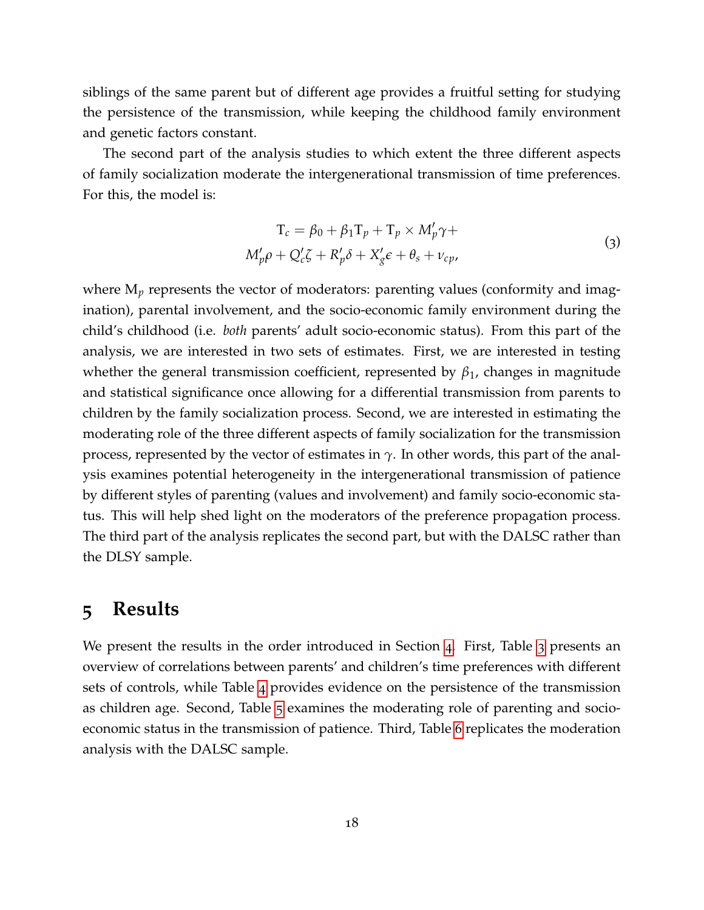siblings of the same parent but of different age provides a fruitful setting for studying the persistence of the transmission, while keeping the childhood family environment and genetic factors constant.

The second part of the analysis studies to which extent the three different aspects of family socialization moderate the intergenerational transmission of time preferences. For this, the model is:

$$
\begin{aligned}
\mathrm{T}_c = \beta_0 + \beta_1 \mathrm{T}_p + \mathrm{T}_p \times M_p' \gamma + \\
M_p' \rho + Q_c' \zeta + R_p' \delta + X_g' \epsilon + \theta_s + \nu_{cp},
\end{aligned}
\tag{3}
$$

where $\mathrm{M}_p$ represents the vector of moderators: parenting values (conformity and imagination), parental involvement, and the socio-economic family environment during the child's childhood (i.e. *both* parents' adult socio-economic status). From this part of the analysis, we are interested in two sets of estimates. First, we are interested in testing whether the general transmission coefficient, represented by $\beta_1$, changes in magnitude and statistical significance once allowing for a differential transmission from parents to children by the family socialization process. Second, we are interested in estimating the moderating role of the three different aspects of family socialization for the transmission process, represented by the vector of estimates in $\gamma$. In other words, this part of the analysis examines potential heterogeneity in the intergenerational transmission of patience by different styles of parenting (values and involvement) and family socio-economic status. This will help shed light on the moderators of the preference propagation process. The third part of the analysis replicates the second part, but with the DALSC rather than the DLSY sample.

# 5 Results

We present the results in the order introduced in Section 4. First, Table 3 presents an overview of correlations between parents' and children's time preferences with different sets of controls, while Table 4 provides evidence on the persistence of the transmission as children age. Second, Table 5 examines the moderating role of parenting and socio-economic status in the transmission of patience. Third, Table 6 replicates the moderation analysis with the DALSC sample.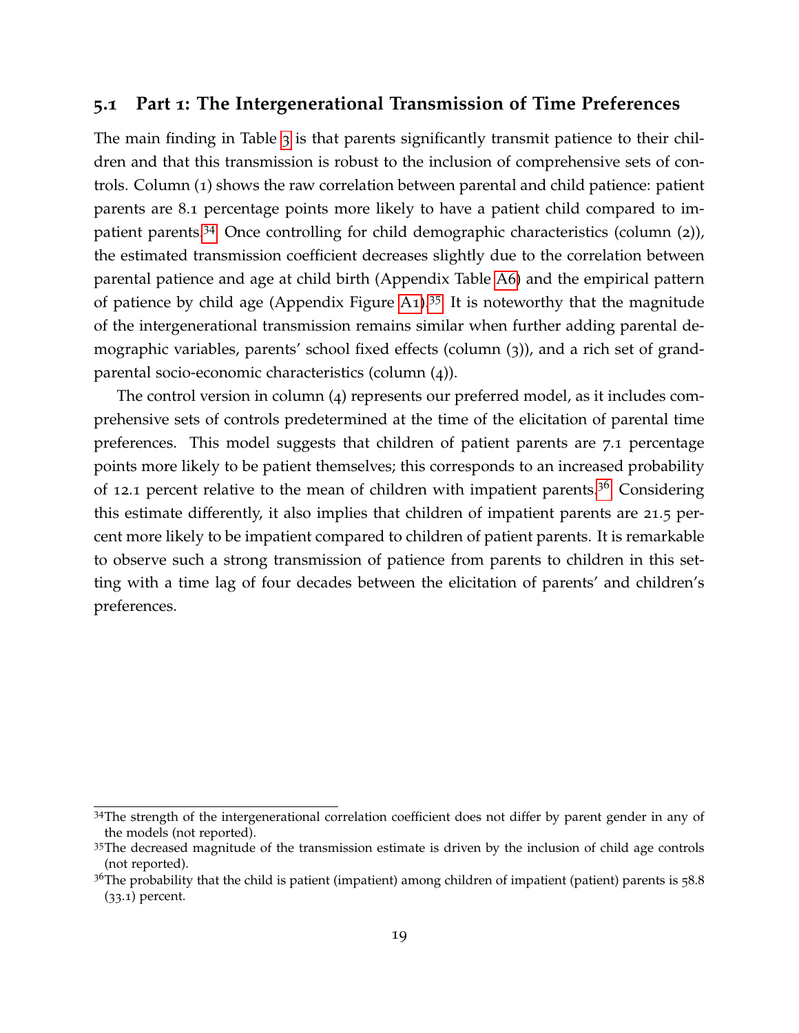### 5.1 Part 1: The Intergenerational Transmission of Time Preferences

The main finding in Table 3 is that parents significantly transmit patience to their children and that this transmission is robust to the inclusion of comprehensive sets of controls. Column (1) shows the raw correlation between parental and child patience: patient parents are 8.1 percentage points more likely to have a patient child compared to impatient parents.[34] Once controlling for child demographic characteristics (column (2)), the estimated transmission coefficient decreases slightly due to the correlation between parental patience and age at child birth (Appendix Table A6) and the empirical pattern of patience by child age (Appendix Figure A1).[35] It is noteworthy that the magnitude of the intergenerational transmission remains similar when further adding parental demographic variables, parents' school fixed effects (column (3)), and a rich set of grandparental socio-economic characteristics (column (4)).

The control version in column (4) represents our preferred model, as it includes comprehensive sets of controls predetermined at the time of the elicitation of parental time preferences. This model suggests that children of patient parents are 7.1 percentage points more likely to be patient themselves; this corresponds to an increased probability of 12.1 percent relative to the mean of children with impatient parents.[36] Considering this estimate differently, it also implies that children of impatient parents are 21.5 percent more likely to be impatient compared to children of patient parents. It is remarkable to observe such a strong transmission of patience from parents to children in this setting with a time lag of four decades between the elicitation of parents' and children's preferences.

---

[34] The strength of the intergenerational correlation coefficient does not differ by parent gender in any of the models (not reported).

[35] The decreased magnitude of the transmission estimate is driven by the inclusion of child age controls (not reported).

[36] The probability that the child is patient (impatient) among children of impatient (patient) parents is 58.8 (33.1) percent.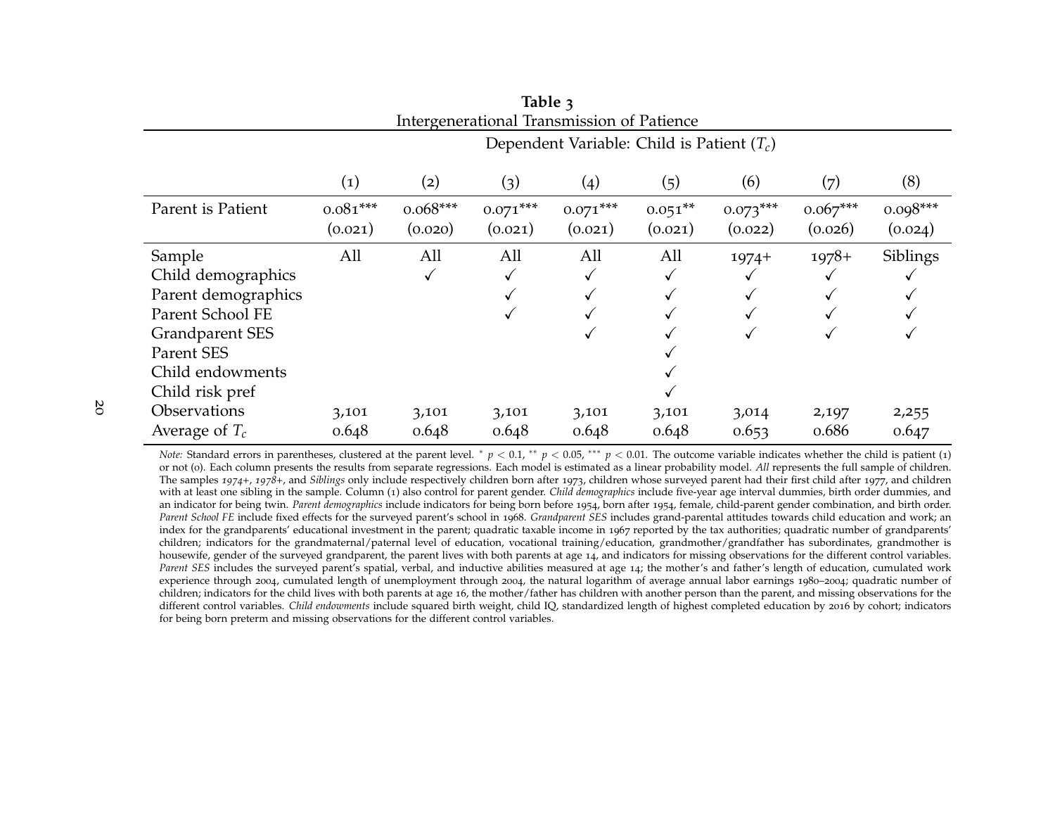**Table 3**
Intergenerational Transmission of Patience

| | Dependent Variable: Child is Patient ($T_c$) | | | | | | | |
|---|---|---|---|---|---|---|---|---|
| | (1) | (2) | (3) | (4) | (5) | (6) | (7) | (8) |
| Parent is Patient | 0.081*** | 0.068*** | 0.071*** | 0.071*** | 0.051** | 0.073*** | 0.067*** | 0.098*** |
| | (0.021) | (0.020) | (0.021) | (0.021) | (0.021) | (0.022) | (0.026) | (0.024) |
| Sample | All | All | All | All | All | 1974+ | 1978+ | Siblings |
| Child demographics | | ✓ | ✓ | ✓ | ✓ | ✓ | ✓ | ✓ |
| Parent demographics | | | ✓ | ✓ | ✓ | ✓ | ✓ | ✓ |
| Parent School FE | | | ✓ | ✓ | ✓ | ✓ | ✓ | ✓ |
| Grandparent SES | | | | ✓ | ✓ | ✓ | ✓ | ✓ |
| Parent SES | | | | | ✓ | | | |
| Child endowments | | | | | ✓ | | | |
| Child risk pref | | | | | ✓ | | | |
| Observations | 3,101 | 3,101 | 3,101 | 3,101 | 3,101 | 3,014 | 2,197 | 2,255 |
| Average of $T_c$ | 0.648 | 0.648 | 0.648 | 0.648 | 0.648 | 0.653 | 0.686 | 0.647 |

*Note:* Standard errors in parentheses, clustered at the parent level. * $p < 0.1$, ** $p < 0.05$, *** $p < 0.01$. The outcome variable indicates whether the child is patient (1) or not (0). Each column presents the results from separate regressions. Each model is estimated as a linear probability model. *All* represents the full sample of children. The samples *1974+*, *1978+*, and *Siblings* only include respectively children born after 1973, children whose surveyed parent had their first child after 1977, and children with at least one sibling in the sample. Column (1) also control for parent gender. *Child demographics* include five-year age interval dummies, birth order dummies, and an indicator for being twin. *Parent demographics* include indicators for being born before 1954, born after 1954, female, child-parent gender combination, and birth order. *Parent School FE* include fixed effects for the surveyed parent's school in 1968. *Grandparent SES* includes grand-parental attitudes towards child education and work; an index for the grandparents' educational investment in the parent; quadratic taxable income in 1967 reported by the tax authorities; quadratic number of grandparents' children; indicators for the grandmaternal/paternal level of education, vocational training/education, grandmother/grandfather has subordinates, grandmother is housewife, gender of the surveyed grandparent, the parent lives with both parents at age 14, and indicators for missing observations for the different control variables. *Parent SES* includes the surveyed parent's spatial, verbal, and inductive abilities measured at age 14; the mother's and father's length of education, cumulated work experience through 2004, cumulated length of unemployment through 2004, the natural logarithm of average annual labor earnings 1980–2004; quadratic number of children; indicators for the child lives with both parents at age 16, the mother/father has children with another person than the parent, and missing observations for the different control variables. *Child endowments* include squared birth weight, child IQ, standardized length of highest completed education by 2016 by cohort; indicators for being born preterm and missing observations for the different control variables.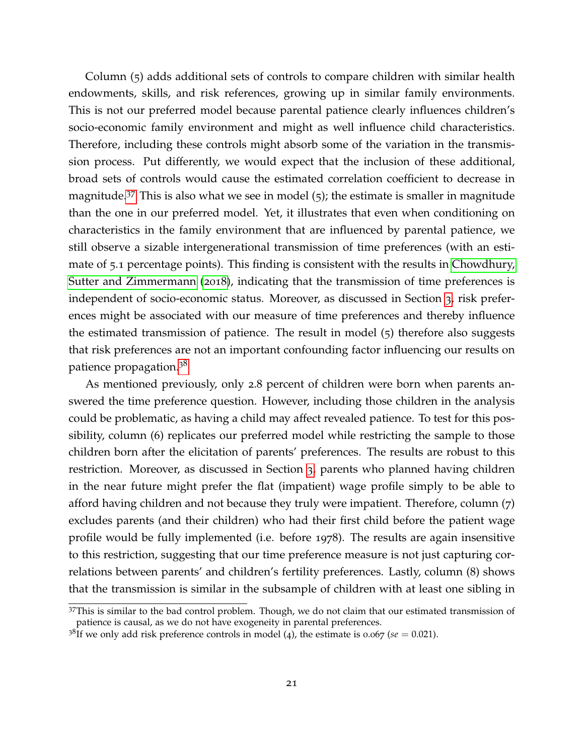Column (5) adds additional sets of controls to compare children with similar health endowments, skills, and risk references, growing up in similar family environments. This is not our preferred model because parental patience clearly influences children's socio-economic family environment and might as well influence child characteristics. Therefore, including these controls might absorb some of the variation in the transmission process. Put differently, we would expect that the inclusion of these additional, broad sets of controls would cause the estimated correlation coefficient to decrease in magnitude.[37] This is also what we see in model (5); the estimate is smaller in magnitude than the one in our preferred model. Yet, it illustrates that even when conditioning on characteristics in the family environment that are influenced by parental patience, we still observe a sizable intergenerational transmission of time preferences (with an estimate of 5.1 percentage points). This finding is consistent with the results in Chowdhury, Sutter and Zimmermann (2018), indicating that the transmission of time preferences is independent of socio-economic status. Moreover, as discussed in Section 3, risk preferences might be associated with our measure of time preferences and thereby influence the estimated transmission of patience. The result in model (5) therefore also suggests that risk preferences are not an important confounding factor influencing our results on patience propagation.[38]

As mentioned previously, only 2.8 percent of children were born when parents answered the time preference question. However, including those children in the analysis could be problematic, as having a child may affect revealed patience. To test for this possibility, column (6) replicates our preferred model while restricting the sample to those children born after the elicitation of parents' preferences. The results are robust to this restriction. Moreover, as discussed in Section 3, parents who planned having children in the near future might prefer the flat (impatient) wage profile simply to be able to afford having children and not because they truly were impatient. Therefore, column (7) excludes parents (and their children) who had their first child before the patient wage profile would be fully implemented (i.e. before 1978). The results are again insensitive to this restriction, suggesting that our time preference measure is not just capturing correlations between parents' and children's fertility preferences. Lastly, column (8) shows that the transmission is similar in the subsample of children with at least one sibling in

[37] This is similar to the bad control problem. Though, we do not claim that our estimated transmission of patience is causal, as we do not have exogeneity in parental preferences.

[38] If we only add risk preference controls in model (4), the estimate is 0.067 ($se = 0.021$).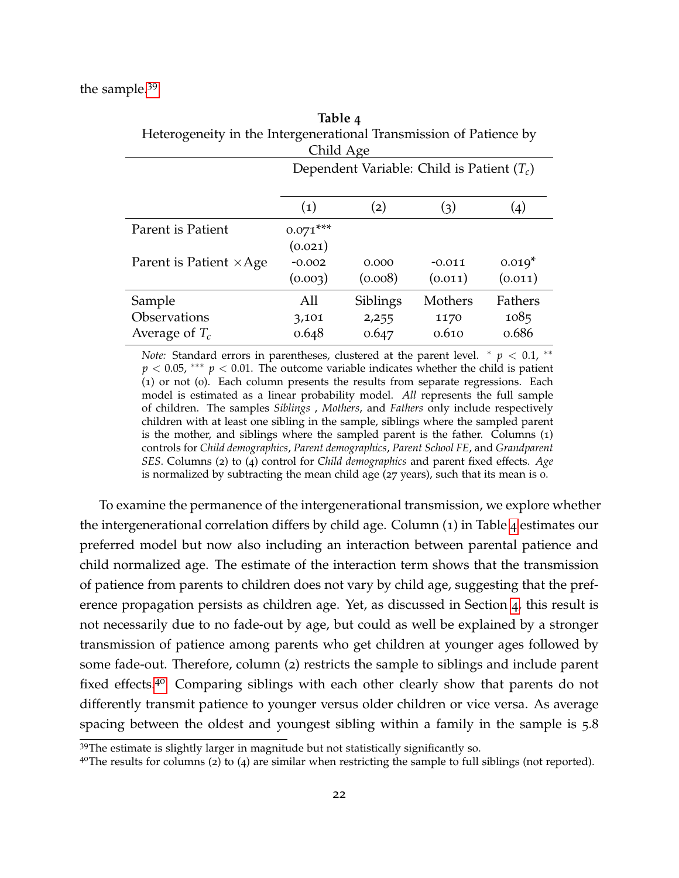the sample.[39]

**Table 4**
Heterogeneity in the Intergenerational Transmission of Patience by Child Age

| | Dependent Variable: Child is Patient ($T_c$) | | | |
|---|---|---|---|---|
| | (1) | (2) | (3) | (4) |
| Parent is Patient | 0.071*** | | | |
| | (0.021) | | | |
| Parent is Patient ×Age | -0.002 | 0.000 | -0.011 | 0.019* |
| | (0.003) | (0.008) | (0.011) | (0.011) |
| Sample | All | Siblings | Mothers | Fathers |
| Observations | 3,101 | 2,255 | 1170 | 1085 |
| Average of $T_c$ | 0.648 | 0.647 | 0.610 | 0.686 |

*Note:* Standard errors in parentheses, clustered at the parent level. * $p < 0.1$, ** $p < 0.05$, *** $p < 0.01$. The outcome variable indicates whether the child is patient (1) or not (0). Each column presents the results from separate regressions. Each model is estimated as a linear probability model. *All* represents the full sample of children. The samples *Siblings* , *Mothers*, and *Fathers* only include respectively children with at least one sibling in the sample, siblings where the sampled parent is the mother, and siblings where the sampled parent is the father. Columns (1) controls for *Child demographics*, *Parent demographics*, *Parent School FE*, and *Grandparent SES*. Columns (2) to (4) control for *Child demographics* and parent fixed effects. *Age* is normalized by subtracting the mean child age (27 years), such that its mean is 0.

To examine the permanence of the intergenerational transmission, we explore whether the intergenerational correlation differs by child age. Column (1) in Table 4 estimates our preferred model but now also including an interaction between parental patience and child normalized age. The estimate of the interaction term shows that the transmission of patience from parents to children does not vary by child age, suggesting that the preference propagation persists as children age. Yet, as discussed in Section 4, this result is not necessarily due to no fade-out by age, but could as well be explained by a stronger transmission of patience among parents who get children at younger ages followed by some fade-out. Therefore, column (2) restricts the sample to siblings and include parent fixed effects.[40] Comparing siblings with each other clearly show that parents do not differently transmit patience to younger versus older children or vice versa. As average spacing between the oldest and youngest sibling within a family in the sample is 5.8

[39] The estimate is slightly larger in magnitude but not statistically significantly so.

[40] The results for columns (2) to (4) are similar when restricting the sample to full siblings (not reported).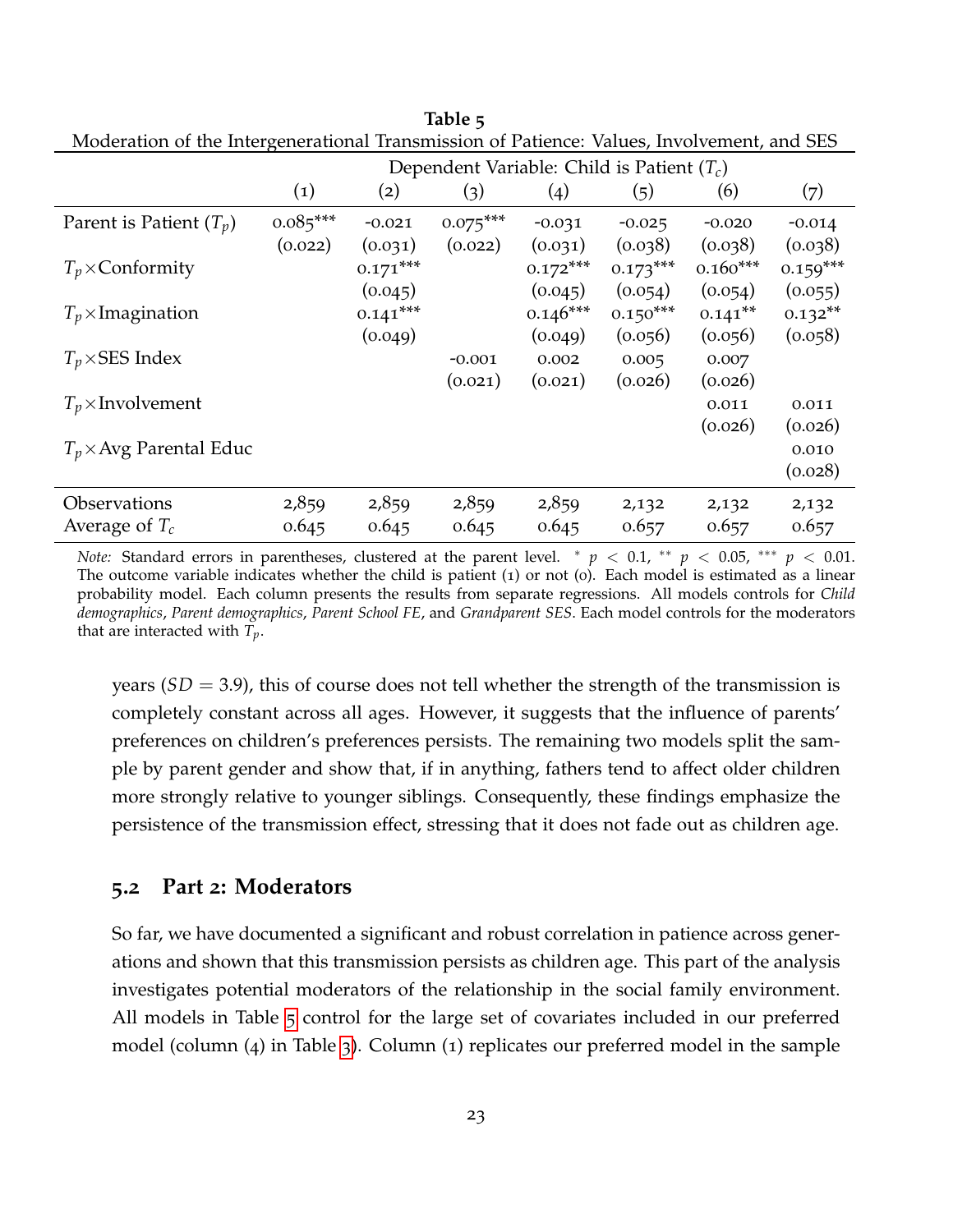**Table 5**

Moderation of the Intergenerational Transmission of Patience: Values, Involvement, and SES

| | Dependent Variable: Child is Patient ($T_c$) | | | | | | |
|---|---|---|---|---|---|---|---|
| | (1) | (2) | (3) | (4) | (5) | (6) | (7) |
| Parent is Patient ($T_p$) | 0.085*** | -0.021 | 0.075*** | -0.031 | -0.025 | -0.020 | -0.014 |
| | (0.022) | (0.031) | (0.022) | (0.031) | (0.038) | (0.038) | (0.038) |
| $T_p \times$Conformity | | 0.171*** | | 0.172*** | 0.173*** | 0.160*** | 0.159*** |
| | | (0.045) | | (0.045) | (0.054) | (0.054) | (0.055) |
| $T_p \times$Imagination | | 0.141*** | | 0.146*** | 0.150*** | 0.141** | 0.132** |
| | | (0.049) | | (0.049) | (0.056) | (0.056) | (0.058) |
| $T_p \times$SES Index | | | -0.001 | 0.002 | 0.005 | 0.007 | |
| | | | (0.021) | (0.021) | (0.026) | (0.026) | |
| $T_p \times$Involvement | | | | | | 0.011 | 0.011 |
| | | | | | | (0.026) | (0.026) |
| $T_p \times$Avg Parental Educ | | | | | | | 0.010 |
| | | | | | | | (0.028) |
| Observations | 2,859 | 2,859 | 2,859 | 2,859 | 2,132 | 2,132 | 2,132 |
| Average of $T_c$ | 0.645 | 0.645 | 0.645 | 0.645 | 0.657 | 0.657 | 0.657 |

*Note:* Standard errors in parentheses, clustered at the parent level. * $p < 0.1$, ** $p < 0.05$, *** $p < 0.01$. The outcome variable indicates whether the child is patient (1) or not (0). Each model is estimated as a linear probability model. Each column presents the results from separate regressions. All models controls for *Child demographics*, *Parent demographics*, *Parent School FE*, and *Grandparent SES*. Each model controls for the moderators that are interacted with $T_p$.

years ($SD = 3.9$), this of course does not tell whether the strength of the transmission is completely constant across all ages. However, it suggests that the influence of parents' preferences on children's preferences persists. The remaining two models split the sample by parent gender and show that, if in anything, fathers tend to affect older children more strongly relative to younger siblings. Consequently, these findings emphasize the persistence of the transmission effect, stressing that it does not fade out as children age.

### 5.2 Part 2: Moderators

So far, we have documented a significant and robust correlation in patience across generations and shown that this transmission persists as children age. This part of the analysis investigates potential moderators of the relationship in the social family environment. All models in Table 5 control for the large set of covariates included in our preferred model (column (4) in Table 3). Column (1) replicates our preferred model in the sample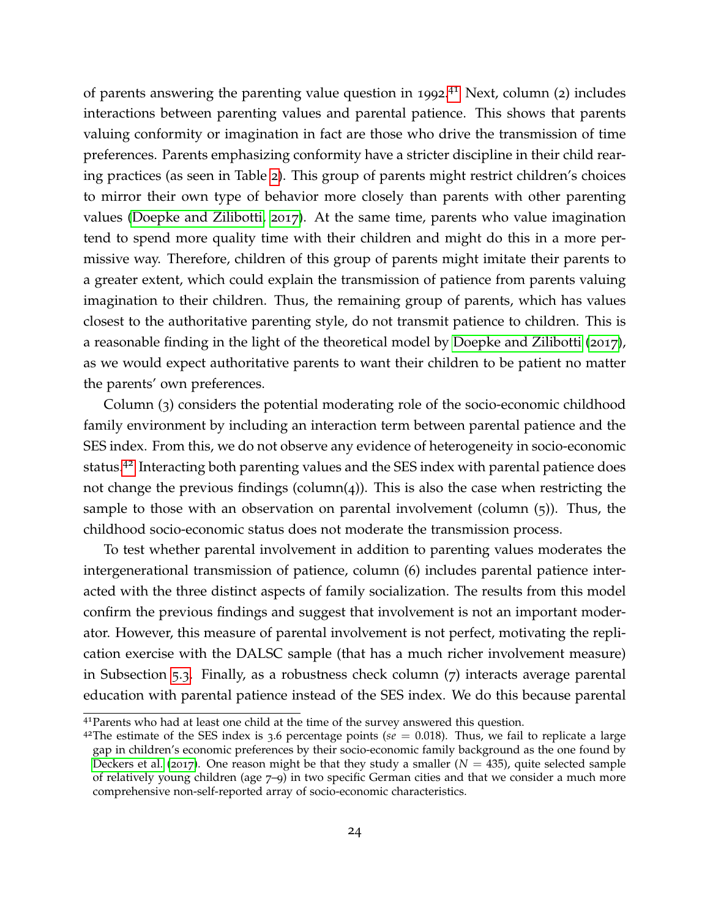of parents answering the parenting value question in 1992.[41] Next, column (2) includes interactions between parenting values and parental patience. This shows that parents valuing conformity or imagination in fact are those who drive the transmission of time preferences. Parents emphasizing conformity have a stricter discipline in their child rearing practices (as seen in Table 2). This group of parents might restrict children's choices to mirror their own type of behavior more closely than parents with other parenting values (Doepke and Zilibotti, 2017). At the same time, parents who value imagination tend to spend more quality time with their children and might do this in a more permissive way. Therefore, children of this group of parents might imitate their parents to a greater extent, which could explain the transmission of patience from parents valuing imagination to their children. Thus, the remaining group of parents, which has values closest to the authoritative parenting style, do not transmit patience to children. This is a reasonable finding in the light of the theoretical model by Doepke and Zilibotti (2017), as we would expect authoritative parents to want their children to be patient no matter the parents' own preferences.

Column (3) considers the potential moderating role of the socio-economic childhood family environment by including an interaction term between parental patience and the SES index. From this, we do not observe any evidence of heterogeneity in socio-economic status.[42] Interacting both parenting values and the SES index with parental patience does not change the previous findings (column(4)). This is also the case when restricting the sample to those with an observation on parental involvement (column (5)). Thus, the childhood socio-economic status does not moderate the transmission process.

To test whether parental involvement in addition to parenting values moderates the intergenerational transmission of patience, column (6) includes parental patience interacted with the three distinct aspects of family socialization. The results from this model confirm the previous findings and suggest that involvement is not an important moderator. However, this measure of parental involvement is not perfect, motivating the replication exercise with the DALSC sample (that has a much richer involvement measure) in Subsection 5.3. Finally, as a robustness check column (7) interacts average parental education with parental patience instead of the SES index. We do this because parental

[41] Parents who had at least one child at the time of the survey answered this question.

[42] The estimate of the SES index is 3.6 percentage points ($se = 0.018$). Thus, we fail to replicate a large gap in children's economic preferences by their socio-economic family background as the one found by Deckers et al. (2017). One reason might be that they study a smaller ($N = 435$), quite selected sample of relatively young children (age 7–9) in two specific German cities and that we consider a much more comprehensive non-self-reported array of socio-economic characteristics.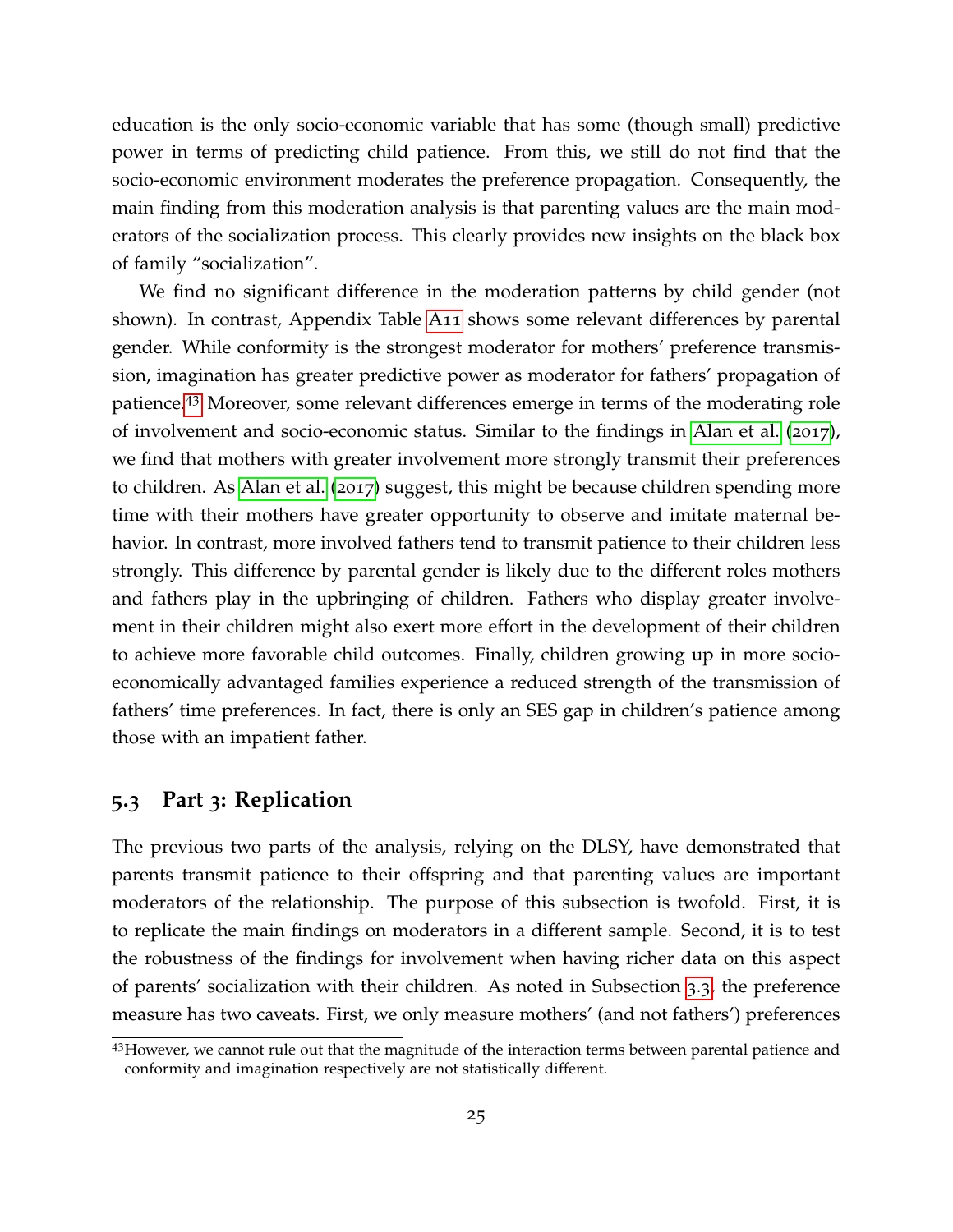education is the only socio-economic variable that has some (though small) predictive power in terms of predicting child patience. From this, we still do not find that the socio-economic environment moderates the preference propagation. Consequently, the main finding from this moderation analysis is that parenting values are the main moderators of the socialization process. This clearly provides new insights on the black box of family "socialization".

We find no significant difference in the moderation patterns by child gender (not shown). In contrast, Appendix Table A11 shows some relevant differences by parental gender. While conformity is the strongest moderator for mothers' preference transmission, imagination has greater predictive power as moderator for fathers' propagation of patience.[43] Moreover, some relevant differences emerge in terms of the moderating role of involvement and socio-economic status. Similar to the findings in Alan et al. (2017), we find that mothers with greater involvement more strongly transmit their preferences to children. As Alan et al. (2017) suggest, this might be because children spending more time with their mothers have greater opportunity to observe and imitate maternal behavior. In contrast, more involved fathers tend to transmit patience to their children less strongly. This difference by parental gender is likely due to the different roles mothers and fathers play in the upbringing of children. Fathers who display greater involvement in their children might also exert more effort in the development of their children to achieve more favorable child outcomes. Finally, children growing up in more socio-economically advantaged families experience a reduced strength of the transmission of fathers' time preferences. In fact, there is only an SES gap in children's patience among those with an impatient father.

## 5.3 Part 3: Replication

The previous two parts of the analysis, relying on the DLSY, have demonstrated that parents transmit patience to their offspring and that parenting values are important moderators of the relationship. The purpose of this subsection is twofold. First, it is to replicate the main findings on moderators in a different sample. Second, it is to test the robustness of the findings for involvement when having richer data on this aspect of parents' socialization with their children. As noted in Subsection 3.3, the preference measure has two caveats. First, we only measure mothers' (and not fathers') preferences

[43] However, we cannot rule out that the magnitude of the interaction terms between parental patience and conformity and imagination respectively are not statistically different.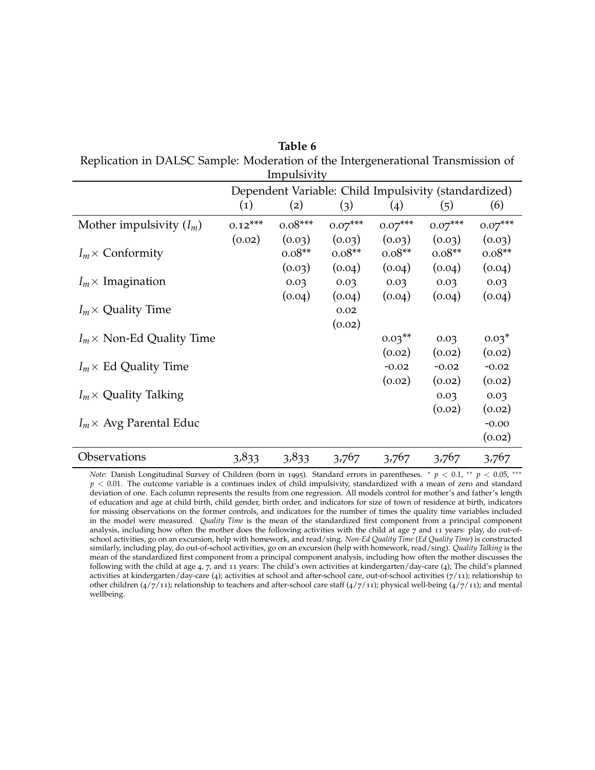**Table 6**

Replication in DALSC Sample: Moderation of the Intergenerational Transmission of Impulsivity

| | Dependent Variable: Child Impulsivity (standardized) | | | | | |
|---|---|---|---|---|---|---|
| | (1) | (2) | (3) | (4) | (5) | (6) |
| Mother impulsivity ($I_m$) | 0.12*** | 0.08*** | 0.07*** | 0.07*** | 0.07*** | 0.07*** |
| | (0.02) | (0.03) | (0.03) | (0.03) | (0.03) | (0.03) |
| $I_m \times$ Conformity | | 0.08** | 0.08** | 0.08** | 0.08** | 0.08** |
| | | (0.03) | (0.04) | (0.04) | (0.04) | (0.04) |
| $I_m \times$ Imagination | | 0.03 | 0.03 | 0.03 | 0.03 | 0.03 |
| | | (0.04) | (0.04) | (0.04) | (0.04) | (0.04) |
| $I_m \times$ Quality Time | | | 0.02 | | | |
| | | | (0.02) | | | |
| $I_m \times$ Non-Ed Quality Time | | | | 0.03** | 0.03 | 0.03* |
| | | | | (0.02) | (0.02) | (0.02) |
| $I_m \times$ Ed Quality Time | | | | -0.02 | -0.02 | -0.02 |
| | | | | (0.02) | (0.02) | (0.02) |
| $I_m \times$ Quality Talking | | | | | 0.03 | 0.03 |
| | | | | | (0.02) | (0.02) |
| $I_m \times$ Avg Parental Educ | | | | | | -0.00 |
| | | | | | | (0.02) |
| Observations | 3,833 | 3,833 | 3,767 | 3,767 | 3,767 | 3,767 |

*Note*: Danish Longitudinal Survey of Children (born in 1995). Standard errors in parentheses. * $p < 0.1$, ** $p < 0.05$, *** $p < 0.01$. The outcome variable is a continues index of child impulsivity, standardized with a mean of zero and standard deviation of one. Each column represents the results from one regression. All models control for mother's and father's length of education and age at child birth, child gender, birth order, and indicators for size of town of residence at birth, indicators for missing observations on the former controls, and indicators for the number of times the quality time variables included in the model were measured. *Quality Time* is the mean of the standardized first component from a principal component analysis, including how often the mother does the following activities with the child at age 7 and 11 years: play, do out-of-school activities, go on an excursion, help with homework, and read/sing. *Non-Ed Quality Time* (*Ed Quality Time*) is constructed similarly, including play, do out-of-school activities, go on an excursion (help with homework, read/sing). *Quality Talking* is the mean of the standardized first component from a principal component analysis, including how often the mother discusses the following with the child at age 4, 7, and 11 years: The child's own activities at kindergarten/day-care (4); The child's planned activities at kindergarten/day-care (4); activities at school and after-school care, out-of-school activities (7/11); relationship to other children (4/7/11); relationship to teachers and after-school care staff (4/7/11); physical well-being (4/7/11); and mental wellbeing.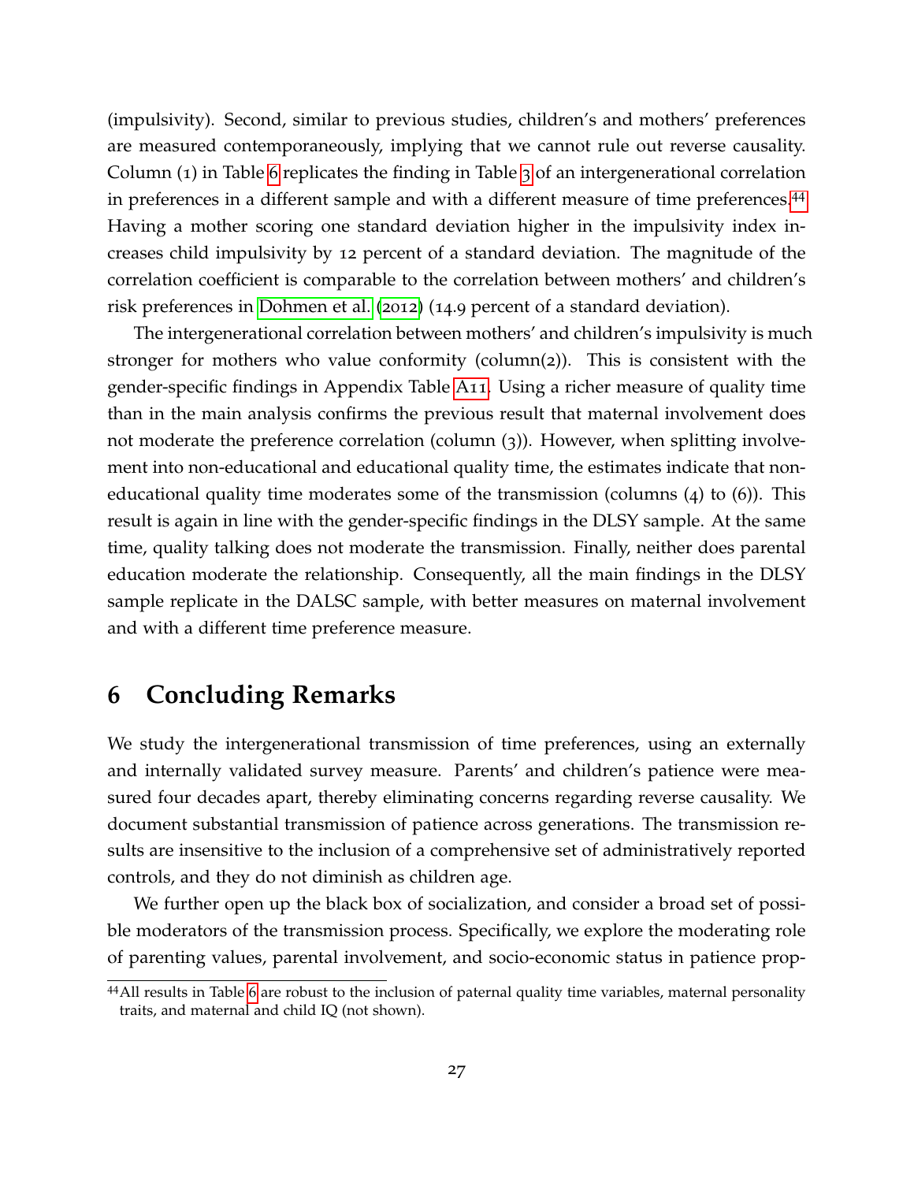(impulsivity). Second, similar to previous studies, children's and mothers' preferences are measured contemporaneously, implying that we cannot rule out reverse causality. Column (1) in Table 6 replicates the finding in Table 3 of an intergenerational correlation in preferences in a different sample and with a different measure of time preferences.[44] Having a mother scoring one standard deviation higher in the impulsivity index increases child impulsivity by 12 percent of a standard deviation. The magnitude of the correlation coefficient is comparable to the correlation between mothers' and children's risk preferences in Dohmen et al. (2012) (14.9 percent of a standard deviation).

The intergenerational correlation between mothers' and children's impulsivity is much stronger for mothers who value conformity (column(2)). This is consistent with the gender-specific findings in Appendix Table A11. Using a richer measure of quality time than in the main analysis confirms the previous result that maternal involvement does not moderate the preference correlation (column (3)). However, when splitting involvement into non-educational and educational quality time, the estimates indicate that non-educational quality time moderates some of the transmission (columns (4) to (6)). This result is again in line with the gender-specific findings in the DLSY sample. At the same time, quality talking does not moderate the transmission. Finally, neither does parental education moderate the relationship. Consequently, all the main findings in the DLSY sample replicate in the DALSC sample, with better measures on maternal involvement and with a different time preference measure.

# 6 Concluding Remarks

We study the intergenerational transmission of time preferences, using an externally and internally validated survey measure. Parents' and children's patience were measured four decades apart, thereby eliminating concerns regarding reverse causality. We document substantial transmission of patience across generations. The transmission results are insensitive to the inclusion of a comprehensive set of administratively reported controls, and they do not diminish as children age.

We further open up the black box of socialization, and consider a broad set of possible moderators of the transmission process. Specifically, we explore the moderating role of parenting values, parental involvement, and socio-economic status in patience prop-

[44] All results in Table 6 are robust to the inclusion of paternal quality time variables, maternal personality traits, and maternal and child IQ (not shown).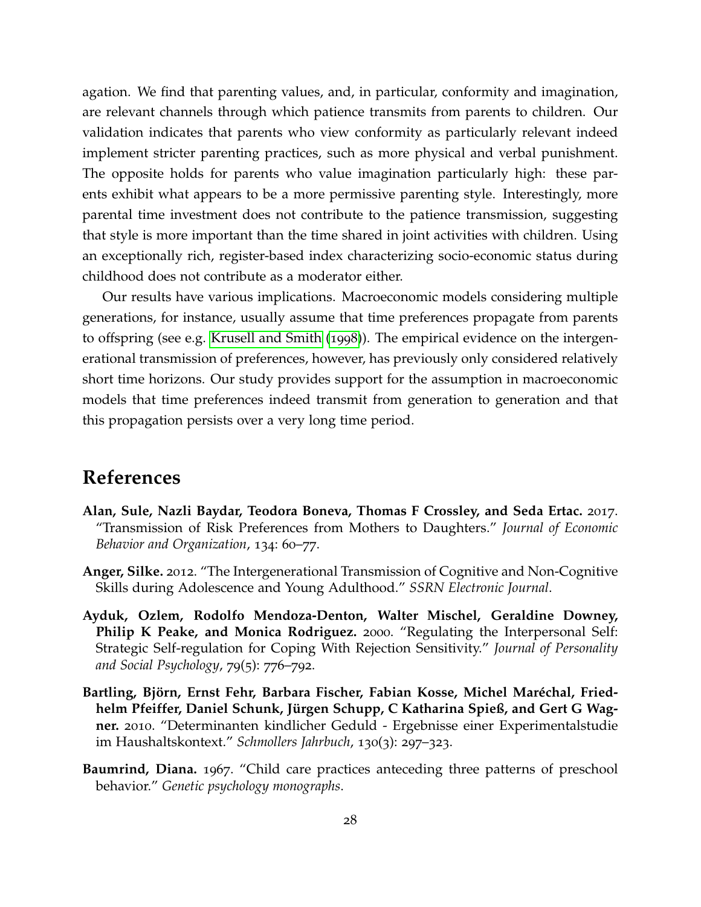agation. We find that parenting values, and, in particular, conformity and imagination, are relevant channels through which patience transmits from parents to children. Our validation indicates that parents who view conformity as particularly relevant indeed implement stricter parenting practices, such as more physical and verbal punishment. The opposite holds for parents who value imagination particularly high: these parents exhibit what appears to be a more permissive parenting style. Interestingly, more parental time investment does not contribute to the patience transmission, suggesting that style is more important than the time shared in joint activities with children. Using an exceptionally rich, register-based index characterizing socio-economic status during childhood does not contribute as a moderator either.

Our results have various implications. Macroeconomic models considering multiple generations, for instance, usually assume that time preferences propagate from parents to offspring (see e.g. Krusell and Smith (1998)). The empirical evidence on the intergenerational transmission of preferences, however, has previously only considered relatively short time horizons. Our study provides support for the assumption in macroeconomic models that time preferences indeed transmit from generation to generation and that this propagation persists over a very long time period.

# References

**Alan, Sule, Nazli Baydar, Teodora Boneva, Thomas F Crossley, and Seda Ertac.** 2017. "Transmission of Risk Preferences from Mothers to Daughters." *Journal of Economic Behavior and Organization*, 134: 60–77.

**Anger, Silke.** 2012. "The Intergenerational Transmission of Cognitive and Non-Cognitive Skills during Adolescence and Young Adulthood." *SSRN Electronic Journal*.

**Ayduk, Ozlem, Rodolfo Mendoza-Denton, Walter Mischel, Geraldine Downey, Philip K Peake, and Monica Rodriguez.** 2000. "Regulating the Interpersonal Self: Strategic Self-regulation for Coping With Rejection Sensitivity." *Journal of Personality and Social Psychology*, 79(5): 776–792.

**Bartling, Björn, Ernst Fehr, Barbara Fischer, Fabian Kosse, Michel Maréchal, Friedhelm Pfeiffer, Daniel Schunk, Jürgen Schupp, C Katharina Spieß, and Gert G Wagner.** 2010. "Determinanten kindlicher Geduld - Ergebnisse einer Experimentalstudie im Haushaltskontext." *Schmollers Jahrbuch*, 130(3): 297–323.

**Baumrind, Diana.** 1967. "Child care practices anteceding three patterns of preschool behavior." *Genetic psychology monographs*.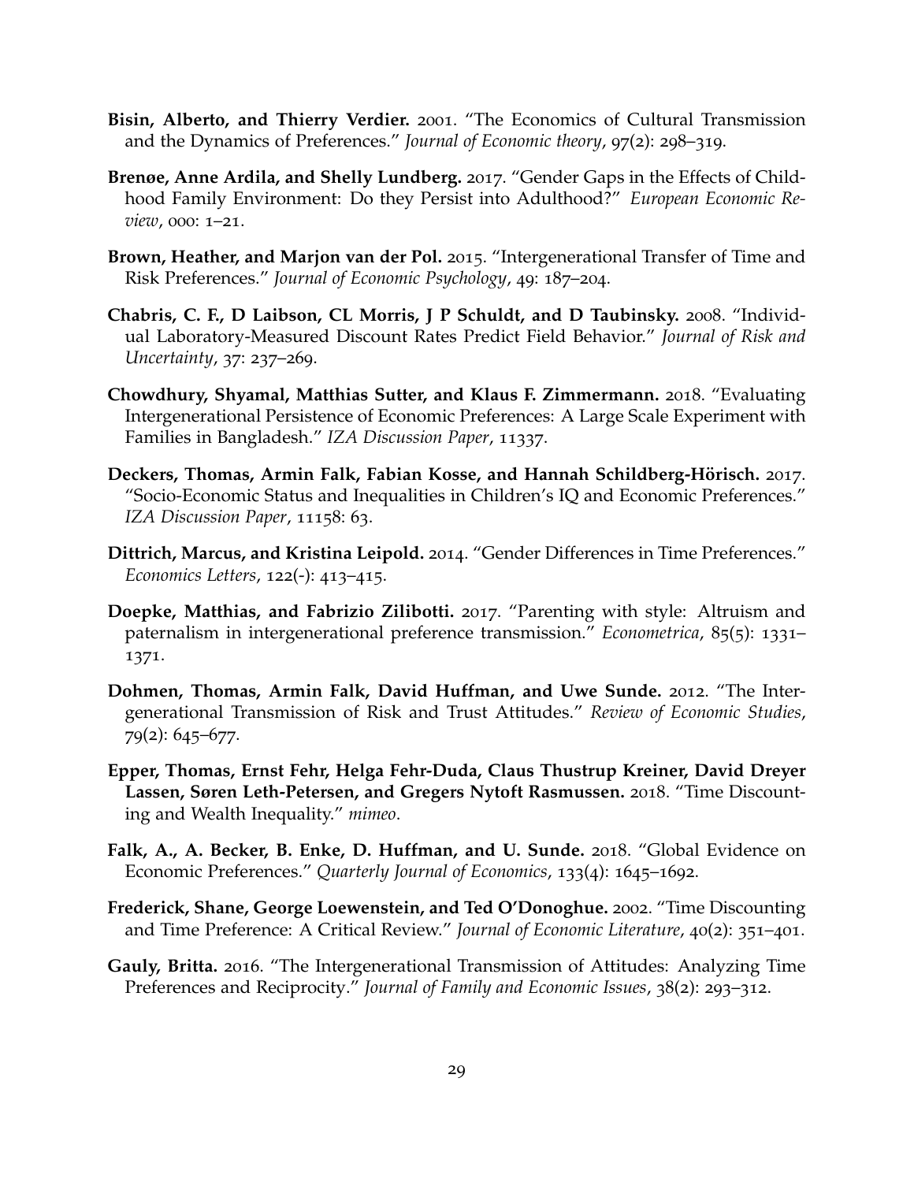**Bisin, Alberto, and Thierry Verdier.** 2001. "The Economics of Cultural Transmission and the Dynamics of Preferences." *Journal of Economic theory*, 97(2): 298–319.

**Brenøe, Anne Ardila, and Shelly Lundberg.** 2017. "Gender Gaps in the Effects of Childhood Family Environment: Do they Persist into Adulthood?" *European Economic Review*, 000: 1–21.

**Brown, Heather, and Marjon van der Pol.** 2015. "Intergenerational Transfer of Time and Risk Preferences." *Journal of Economic Psychology*, 49: 187–204.

**Chabris, C. F., D Laibson, CL Morris, J P Schuldt, and D Taubinsky.** 2008. "Individual Laboratory-Measured Discount Rates Predict Field Behavior." *Journal of Risk and Uncertainty*, 37: 237–269.

**Chowdhury, Shyamal, Matthias Sutter, and Klaus F. Zimmermann.** 2018. "Evaluating Intergenerational Persistence of Economic Preferences: A Large Scale Experiment with Families in Bangladesh." *IZA Discussion Paper*, 11337.

**Deckers, Thomas, Armin Falk, Fabian Kosse, and Hannah Schildberg-Hörisch.** 2017. "Socio-Economic Status and Inequalities in Children's IQ and Economic Preferences." *IZA Discussion Paper*, 11158: 63.

**Dittrich, Marcus, and Kristina Leipold.** 2014. "Gender Differences in Time Preferences." *Economics Letters*, 122(-): 413–415.

**Doepke, Matthias, and Fabrizio Zilibotti.** 2017. "Parenting with style: Altruism and paternalism in intergenerational preference transmission." *Econometrica*, 85(5): 1331–1371.

**Dohmen, Thomas, Armin Falk, David Huffman, and Uwe Sunde.** 2012. "The Intergenerational Transmission of Risk and Trust Attitudes." *Review of Economic Studies*, 79(2): 645–677.

**Epper, Thomas, Ernst Fehr, Helga Fehr-Duda, Claus Thustrup Kreiner, David Dreyer Lassen, Søren Leth-Petersen, and Gregers Nytoft Rasmussen.** 2018. "Time Discounting and Wealth Inequality." *mimeo*.

**Falk, A., A. Becker, B. Enke, D. Huffman, and U. Sunde.** 2018. "Global Evidence on Economic Preferences." *Quarterly Journal of Economics*, 133(4): 1645–1692.

**Frederick, Shane, George Loewenstein, and Ted O'Donoghue.** 2002. "Time Discounting and Time Preference: A Critical Review." *Journal of Economic Literature*, 40(2): 351–401.

**Gauly, Britta.** 2016. "The Intergenerational Transmission of Attitudes: Analyzing Time Preferences and Reciprocity." *Journal of Family and Economic Issues*, 38(2): 293–312.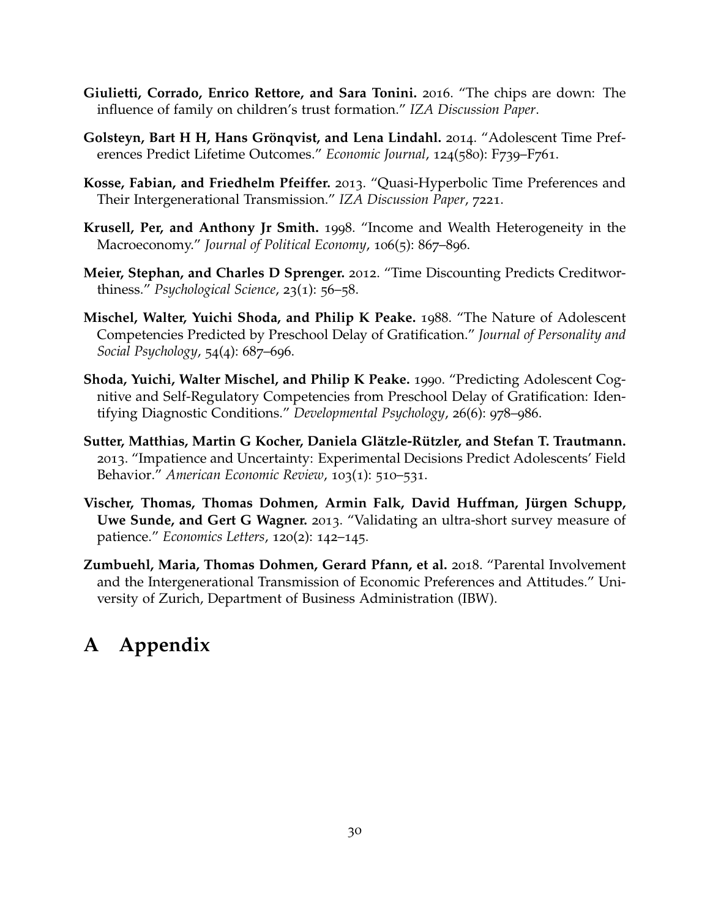**Giulietti, Corrado, Enrico Rettore, and Sara Tonini.** 2016. "The chips are down: The influence of family on children's trust formation." *IZA Discussion Paper*.

**Golsteyn, Bart H H, Hans Grönqvist, and Lena Lindahl.** 2014. "Adolescent Time Preferences Predict Lifetime Outcomes." *Economic Journal*, 124(580): F739–F761.

**Kosse, Fabian, and Friedhelm Pfeiffer.** 2013. "Quasi-Hyperbolic Time Preferences and Their Intergenerational Transmission." *IZA Discussion Paper*, 7221.

**Krusell, Per, and Anthony Jr Smith.** 1998. "Income and Wealth Heterogeneity in the Macroeconomy." *Journal of Political Economy*, 106(5): 867–896.

**Meier, Stephan, and Charles D Sprenger.** 2012. "Time Discounting Predicts Creditworthiness." *Psychological Science*, 23(1): 56–58.

**Mischel, Walter, Yuichi Shoda, and Philip K Peake.** 1988. "The Nature of Adolescent Competencies Predicted by Preschool Delay of Gratification." *Journal of Personality and Social Psychology*, 54(4): 687–696.

**Shoda, Yuichi, Walter Mischel, and Philip K Peake.** 1990. "Predicting Adolescent Cognitive and Self-Regulatory Competencies from Preschool Delay of Gratification: Identifying Diagnostic Conditions." *Developmental Psychology*, 26(6): 978–986.

**Sutter, Matthias, Martin G Kocher, Daniela Glätzle-Rützler, and Stefan T. Trautmann.** 2013. "Impatience and Uncertainty: Experimental Decisions Predict Adolescents' Field Behavior." *American Economic Review*, 103(1): 510–531.

**Vischer, Thomas, Thomas Dohmen, Armin Falk, David Huffman, Jürgen Schupp, Uwe Sunde, and Gert G Wagner.** 2013. "Validating an ultra-short survey measure of patience." *Economics Letters*, 120(2): 142–145.

**Zumbuehl, Maria, Thomas Dohmen, Gerard Pfann, et al.** 2018. "Parental Involvement and the Intergenerational Transmission of Economic Preferences and Attitudes." University of Zurich, Department of Business Administration (IBW).

# A Appendix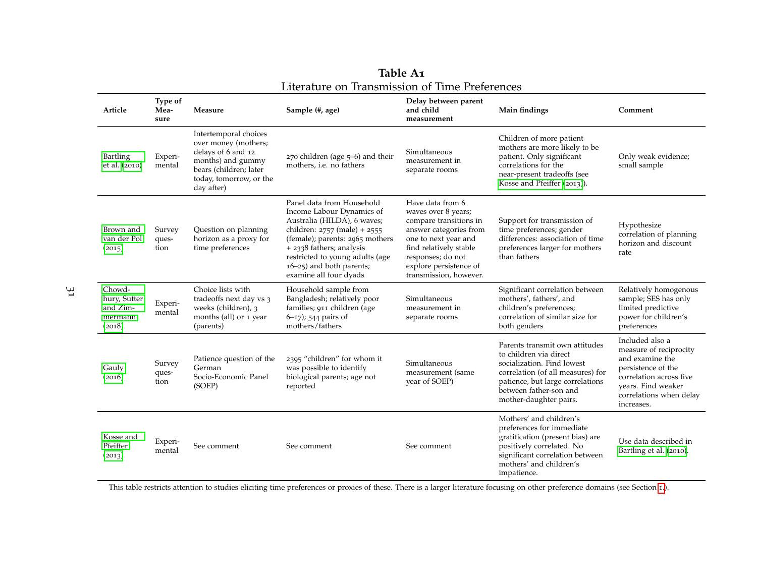**Table A1**

Literature on Transmission of Time Preferences

| Article | Type of Measure | Measure | Sample (#, age) | Delay between parent and child measurement | Main findings | Comment |
|---|---|---|---|---|---|---|
| Bartling et al. (2010) | Experimental | Intertemporal choices over money (mothers; delays of 6 and 12 months) and gummy bears (children; later today, tomorrow, or the day after) | 270 children (age 5–6) and their mothers, i.e. no fathers | Simultaneous measurement in separate rooms | Children of more patient mothers are more likely to be patient. Only significant correlations for the near-present tradeoffs (see Kosse and Pfeiffer (2013)). | Only weak evidence; small sample |
| Brown and van der Pol (2015) | Survey question | Question on planning horizon as a proxy for time preferences | Panel data from Household Income Labour Dynamics of Australia (HILDA), 6 waves; children: 2757 (male) + 2555 (female); parents: 2965 mothers + 2338 fathers; analysis restricted to young adults (age 16–25) and both parents; examine all four dyads | Have data from 6 waves over 8 years; compare transitions in answer categories from one to next year and find relatively stable responses; do not explore persistence of transmission, however. | Support for transmission of time preferences; gender differences: association of time preferences larger for mothers than fathers | Hypothesize correlation of planning horizon and discount rate |
| Chowdhury, Sutter and Zimmermann (2018) | Experimental | Choice lists with tradeoffs next day vs 3 weeks (children), 3 months (all) or 1 year (parents) | Household sample from Bangladesh; relatively poor families; 911 children (age 6–17); 544 pairs of mothers/fathers | Simultaneous measurement in separate rooms | Significant correlation between mothers', fathers', and children's preferences; correlation of similar size for both genders | Relatively homogenous sample; SES has only limited predictive power for children's preferences |
| Gauly (2016) | Survey question | Patience question of the German Socio-Economic Panel (SOEP) | 2395 "children" for whom it was possible to identify biological parents; age not reported | Simultaneous measurement (same year of SOEP) | Parents transmit own attitudes to children via direct socialization. Find lowest correlation (of all measures) for patience, but large correlations between father-son and mother-daughter pairs. | Included also a measure of reciprocity and examine the persistence of the correlation across five years. Find weaker correlations when delay increases. |
| Kosse and Pfeiffer (2013) | Experimental | See comment | See comment | See comment | Mothers' and children's preferences for immediate gratification (present bias) are positively correlated. No significant correlation between mothers' and children's impatience. | Use data described in Bartling et al. (2010). |

This table restricts attention to studies eliciting time preferences or proxies of these. There is a larger literature focusing on other preference domains (see Section 1.1).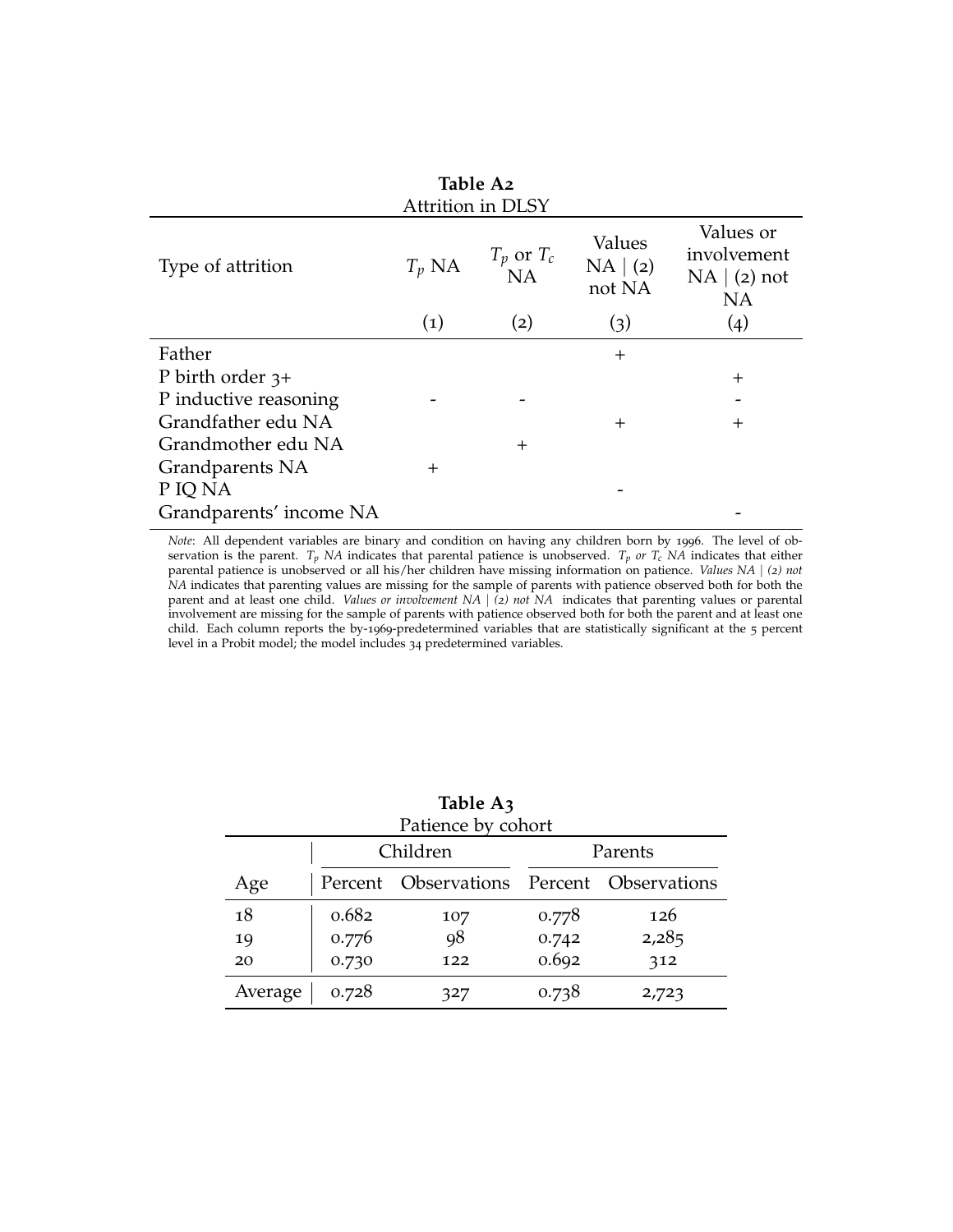**Table A2**
Attrition in DLSY

| Type of attrition | $T_p$ NA | $T_p$ or $T_c$ NA | Values NA \| (2) not NA | Values or involvement NA \| (2) not NA |
|---|---|---|---|---|
| | (1) | (2) | (3) | (4) |
| Father | | | + | |
| P birth order 3+ | | | | + |
| P inductive reasoning | - | - | | - |
| Grandfather edu NA | | | + | + |
| Grandmother edu NA | | + | | |
| Grandparents NA | + | | | |
| P IQ NA | | | - | |
| Grandparents' income NA | | | | - |

*Note*: All dependent variables are binary and condition on having any children born by 1996. The level of observation is the parent. *$T_p$ NA* indicates that parental patience is unobserved. *$T_p$ or $T_c$ NA* indicates that either parental patience is unobserved or all his/her children have missing information on patience. *Values NA | (2) not NA* indicates that parenting values are missing for the sample of parents with patience observed both for both the parent and at least one child. *Values or involvement NA | (2) not NA* indicates that parenting values or parental involvement are missing for the sample of parents with patience observed both for both the parent and at least one child. Each column reports the by-1969-predetermined variables that are statistically significant at the 5 percent level in a Probit model; the model includes 34 predetermined variables.

**Table A3**
Patience by cohort

| | Children | | Parents | |
|---|---|---|---|---|
| Age | Percent | Observations | Percent | Observations |
| 18 | 0.682 | 107 | 0.778 | 126 |
| 19 | 0.776 | 98 | 0.742 | 2,285 |
| 20 | 0.730 | 122 | 0.692 | 312 |
| Average | 0.728 | 327 | 0.738 | 2,723 |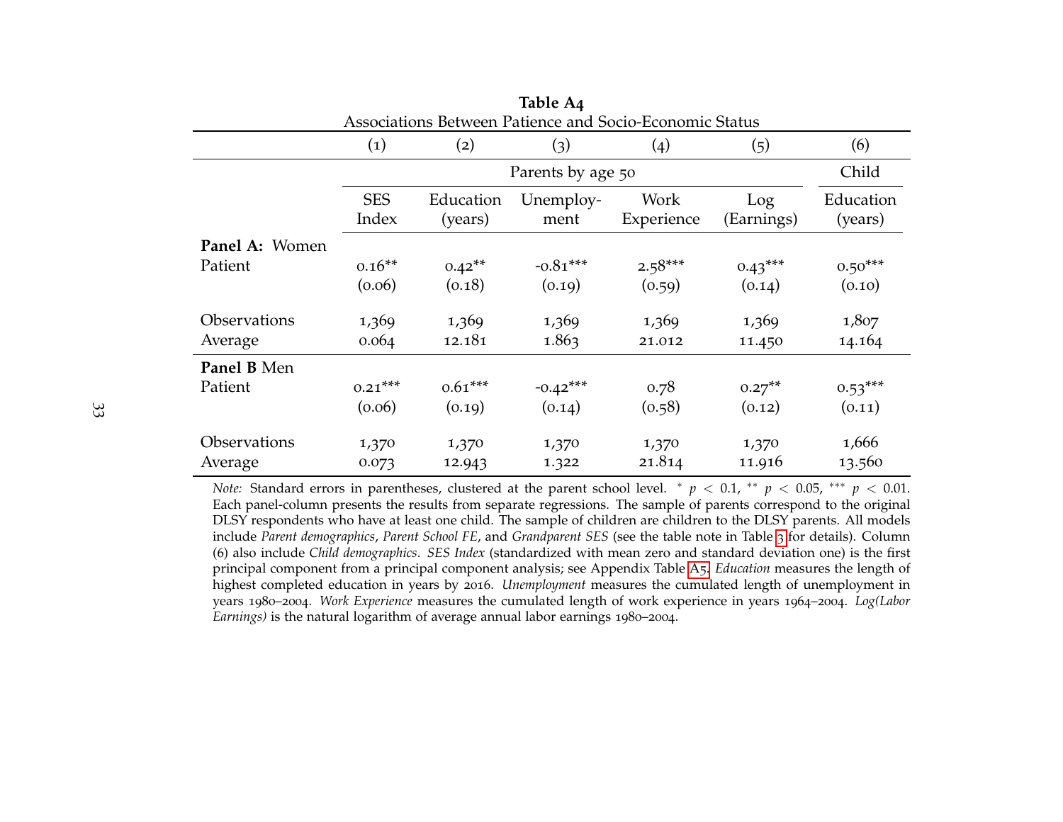**Table A4**

Associations Between Patience and Socio-Economic Status

| | (1) | (2) | (3) | (4) | (5) | (6) |
|---|---|---|---|---|---|---|
| | Parents by age 50 | | | | | Child |
| | SES Index | Education (years) | Unemploy-ment | Work Experience | Log (Earnings) | Education (years) |
| **Panel A:** Women | | | | | | |
| Patient | 0.16** | 0.42** | -0.81*** | 2.58*** | 0.43*** | 0.50*** |
| | (0.06) | (0.18) | (0.19) | (0.59) | (0.14) | (0.10) |
| Observations | 1,369 | 1,369 | 1,369 | 1,369 | 1,369 | 1,807 |
| Average | 0.064 | 12.181 | 1.863 | 21.012 | 11.450 | 14.164 |
| **Panel B** Men | | | | | | |
| Patient | 0.21*** | 0.61*** | -0.42*** | 0.78 | 0.27** | 0.53*** |
| | (0.06) | (0.19) | (0.14) | (0.58) | (0.12) | (0.11) |
| Observations | 1,370 | 1,370 | 1,370 | 1,370 | 1,370 | 1,666 |
| Average | 0.073 | 12.943 | 1.322 | 21.814 | 11.916 | 13.560 |

*Note:* Standard errors in parentheses, clustered at the parent school level. * $p < 0.1$, ** $p < 0.05$, *** $p < 0.01$. Each panel-column presents the results from separate regressions. The sample of parents correspond to the original DLSY respondents who have at least one child. The sample of children are children to the DLSY parents. All models include *Parent demographics*, *Parent School FE*, and *Grandparent SES* (see the table note in Table 3 for details). Column (6) also include *Child demographics*. *SES Index* (standardized with mean zero and standard deviation one) is the first principal component from a principal component analysis; see Appendix Table A5. *Education* measures the length of highest completed education in years by 2016. *Unemployment* measures the cumulated length of unemployment in years 1980–2004. *Work Experience* measures the cumulated length of work experience in years 1964–2004. *Log(Labor Earnings)* is the natural logarithm of average annual labor earnings 1980–2004.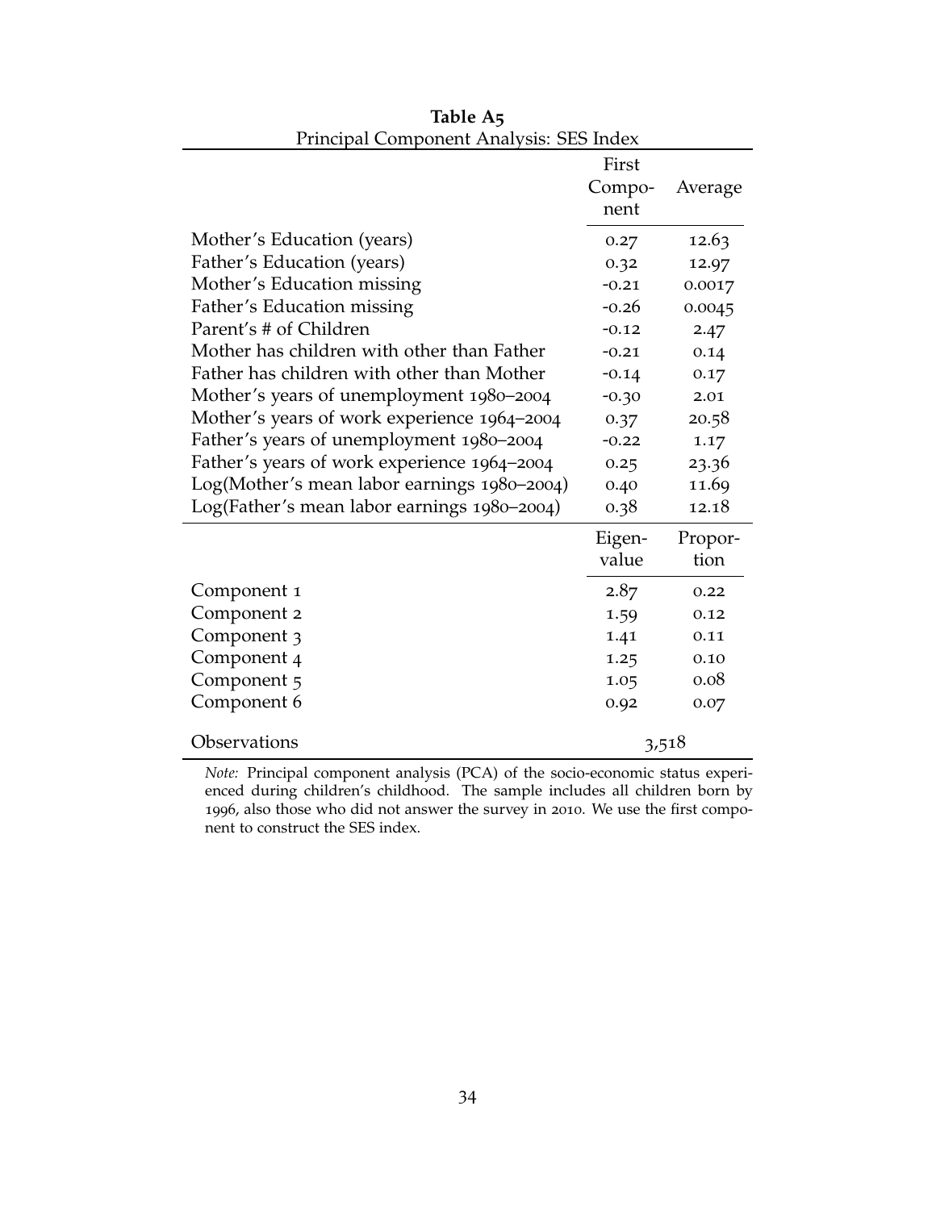**Table A5**

Principal Component Analysis: SES Index

| | First Component | Average |
|---|---|---|
| Mother's Education (years) | 0.27 | 12.63 |
| Father's Education (years) | 0.32 | 12.97 |
| Mother's Education missing | -0.21 | 0.0017 |
| Father's Education missing | -0.26 | 0.0045 |
| Parent's # of Children | -0.12 | 2.47 |
| Mother has children with other than Father | -0.21 | 0.14 |
| Father has children with other than Mother | -0.14 | 0.17 |
| Mother's years of unemployment 1980–2004 | -0.30 | 2.01 |
| Mother's years of work experience 1964–2004 | 0.37 | 20.58 |
| Father's years of unemployment 1980–2004 | -0.22 | 1.17 |
| Father's years of work experience 1964–2004 | 0.25 | 23.36 |
| Log(Mother's mean labor earnings 1980–2004) | 0.40 | 11.69 |
| Log(Father's mean labor earnings 1980–2004) | 0.38 | 12.18 |
| | **Eigenvalue** | **Proportion** |
| Component 1 | 2.87 | 0.22 |
| Component 2 | 1.59 | 0.12 |
| Component 3 | 1.41 | 0.11 |
| Component 4 | 1.25 | 0.10 |
| Component 5 | 1.05 | 0.08 |
| Component 6 | 0.92 | 0.07 |
| Observations | 3,518 | |

*Note:* Principal component analysis (PCA) of the socio-economic status experienced during children's childhood. The sample includes all children born by 1996, also those who did not answer the survey in 2010. We use the first component to construct the SES index.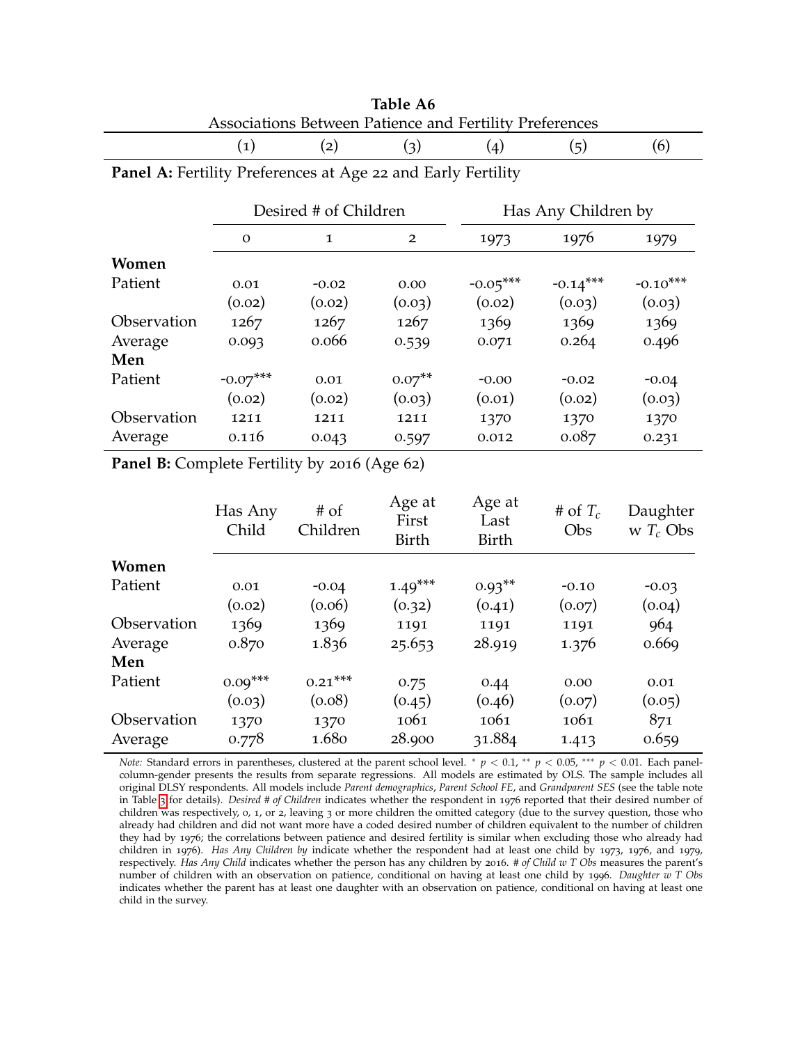**Table A6**
Associations Between Patience and Fertility Preferences

| | (1) | (2) | (3) | (4) | (5) | (6) |
|---|---|---|---|---|---|---|
| **Panel A:** Fertility Preferences at Age 22 and Early Fertility | | | | | | |
| | Desired # of Children | | | Has Any Children by | | |
| | 0 | 1 | 2 | 1973 | 1976 | 1979 |
| **Women** | | | | | | |
| Patient | 0.01 | -0.02 | 0.00 | -0.05*** | -0.14*** | -0.10*** |
| | (0.02) | (0.02) | (0.03) | (0.02) | (0.03) | (0.03) |
| Observation | 1267 | 1267 | 1267 | 1369 | 1369 | 1369 |
| Average | 0.093 | 0.066 | 0.539 | 0.071 | 0.264 | 0.496 |
| **Men** | | | | | | |
| Patient | -0.07*** | 0.01 | 0.07** | -0.00 | -0.02 | -0.04 |
| | (0.02) | (0.02) | (0.03) | (0.01) | (0.02) | (0.03) |
| Observation | 1211 | 1211 | 1211 | 1370 | 1370 | 1370 |
| Average | 0.116 | 0.043 | 0.597 | 0.012 | 0.087 | 0.231 |
| **Panel B:** Complete Fertility by 2016 (Age 62) | | | | | | |
| | Has Any Child | # of Children | Age at First Birth | Age at Last Birth | # of $T_c$ Obs | Daughter w $T_c$ Obs |
| **Women** | | | | | | |
| Patient | 0.01 | -0.04 | 1.49*** | 0.93** | -0.10 | -0.03 |
| | (0.02) | (0.06) | (0.32) | (0.41) | (0.07) | (0.04) |
| Observation | 1369 | 1369 | 1191 | 1191 | 1191 | 964 |
| Average | 0.870 | 1.836 | 25.653 | 28.919 | 1.376 | 0.669 |
| **Men** | | | | | | |
| Patient | 0.09*** | 0.21*** | 0.75 | 0.44 | 0.00 | 0.01 |
| | (0.03) | (0.08) | (0.45) | (0.46) | (0.07) | (0.05) |
| Observation | 1370 | 1370 | 1061 | 1061 | 1061 | 871 |
| Average | 0.778 | 1.680 | 28.900 | 31.884 | 1.413 | 0.659 |

*Note:* Standard errors in parentheses, clustered at the parent school level. * $p < 0.1$, ** $p < 0.05$, *** $p < 0.01$. Each panel-column-gender presents the results from separate regressions. All models are estimated by OLS. The sample includes all original DLSY respondents. All models include *Parent demographics*, *Parent School FE*, and *Grandparent SES* (see the table note in Table 3 for details). *Desired # of Children* indicates whether the respondent in 1976 reported that their desired number of children was respectively, 0, 1, or 2, leaving 3 or more children the omitted category (due to the survey question, those who already had children and did not want more have a coded desired number of children equivalent to the number of children they had by 1976; the correlations between patience and desired fertility is similar when excluding those who already had children in 1976). *Has Any Children by* indicate whether the respondent had at least one child by 1973, 1976, and 1979, respectively. *Has Any Child* indicates whether the person has any children by 2016. *# of Child w T Obs* measures the parent's number of children with an observation on patience, conditional on having at least one child by 1996. *Daughter w T Obs* indicates whether the parent has at least one daughter with an observation on patience, conditional on having at least one child in the survey.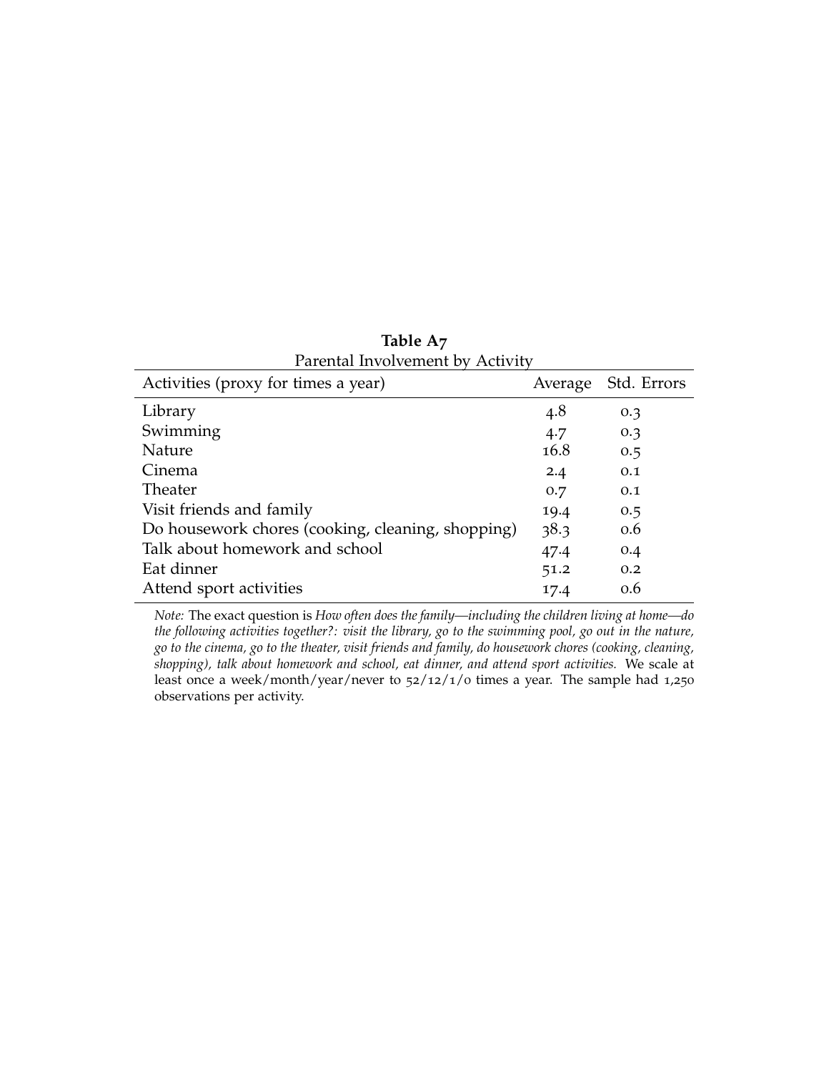**Table A7**

Parental Involvement by Activity

| Activities (proxy for times a year) | Average | Std. Errors |
|---|---|---|
| Library | 4.8 | 0.3 |
| Swimming | 4.7 | 0.3 |
| Nature | 16.8 | 0.5 |
| Cinema | 2.4 | 0.1 |
| Theater | 0.7 | 0.1 |
| Visit friends and family | 19.4 | 0.5 |
| Do housework chores (cooking, cleaning, shopping) | 38.3 | 0.6 |
| Talk about homework and school | 47.4 | 0.4 |
| Eat dinner | 51.2 | 0.2 |
| Attend sport activities | 17.4 | 0.6 |

*Note:* The exact question is *How often does the family—including the children living at home—do the following activities together?: visit the library, go to the swimming pool, go out in the nature, go to the cinema, go to the theater, visit friends and family, do housework chores (cooking, cleaning, shopping), talk about homework and school, eat dinner, and attend sport activities.* We scale at least once a week/month/year/never to 52/12/1/0 times a year. The sample had 1,250 observations per activity.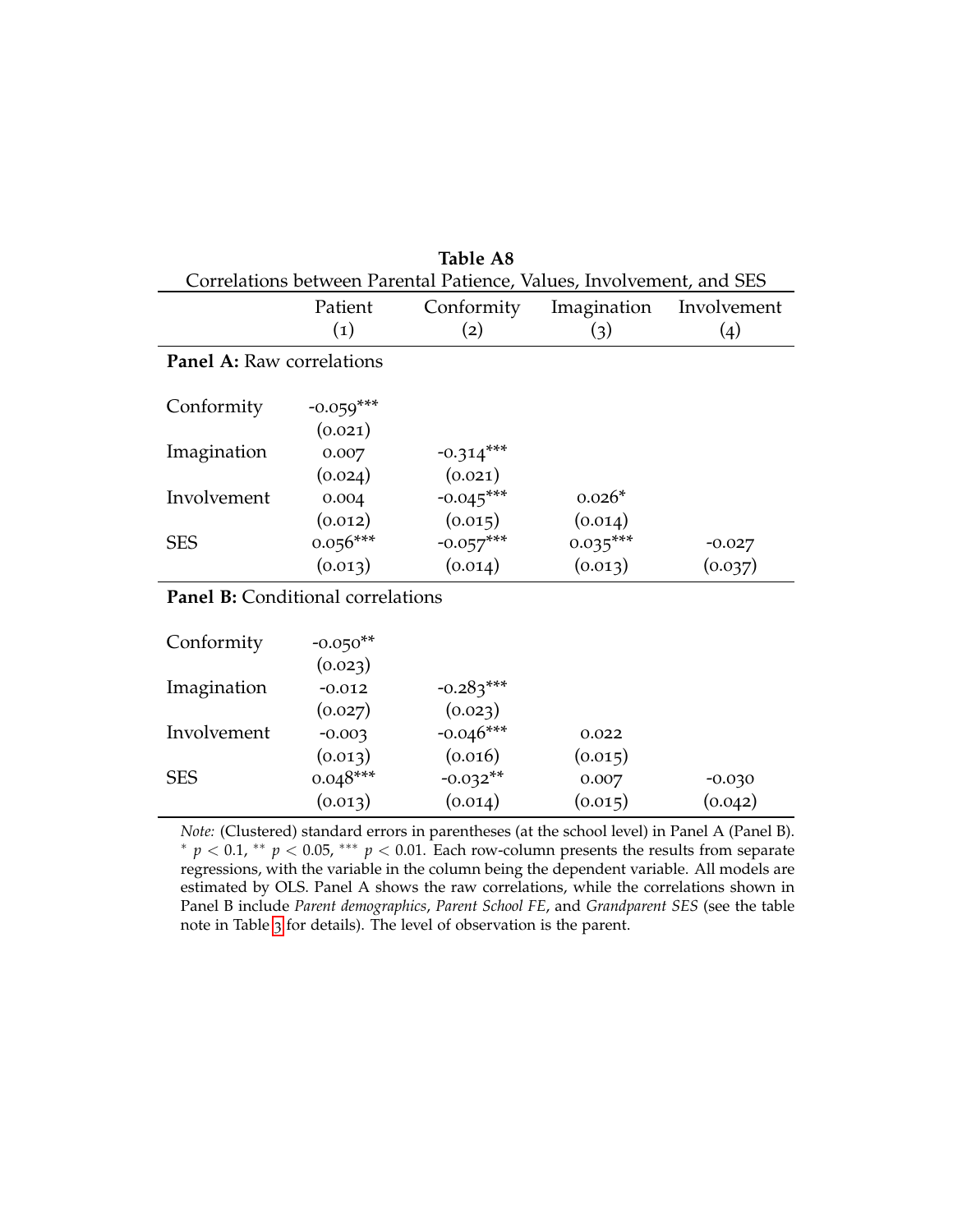**Table A8**

Correlations between Parental Patience, Values, Involvement, and SES

| | Patient (1) | Conformity (2) | Imagination (3) | Involvement (4) |
|---|---|---|---|---|
| **Panel A:** Raw correlations | | | | |
| Conformity | -0.059*** | | | |
| | (0.021) | | | |
| Imagination | 0.007 | -0.314*** | | |
| | (0.024) | (0.021) | | |
| Involvement | 0.004 | -0.045*** | 0.026* | |
| | (0.012) | (0.015) | (0.014) | |
| SES | 0.056*** | -0.057*** | 0.035*** | -0.027 |
| | (0.013) | (0.014) | (0.013) | (0.037) |
| **Panel B:** Conditional correlations | | | | |
| Conformity | -0.050** | | | |
| | (0.023) | | | |
| Imagination | -0.012 | -0.283*** | | |
| | (0.027) | (0.023) | | |
| Involvement | -0.003 | -0.046*** | 0.022 | |
| | (0.013) | (0.016) | (0.015) | |
| SES | 0.048*** | -0.032** | 0.007 | -0.030 |
| | (0.013) | (0.014) | (0.015) | (0.042) |

*Note:* (Clustered) standard errors in parentheses (at the school level) in Panel A (Panel B). * $p < 0.1$, ** $p < 0.05$, *** $p < 0.01$. Each row-column presents the results from separate regressions, with the variable in the column being the dependent variable. All models are estimated by OLS. Panel A shows the raw correlations, while the correlations shown in Panel B include *Parent demographics*, *Parent School FE*, and *Grandparent SES* (see the table note in Table 3 for details). The level of observation is the parent.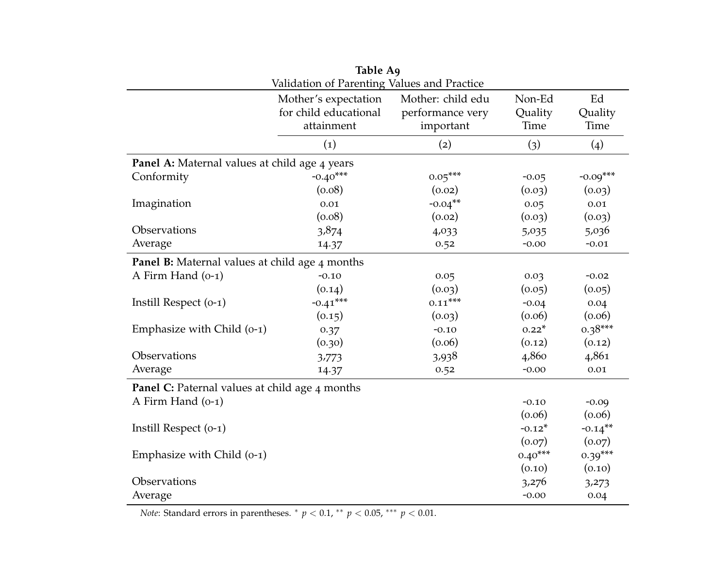**Table A9**

Validation of Parenting Values and Practice

| | Mother's expectation for child educational attainment | Mother: child edu performance very important | Non-Ed Quality Time | Ed Quality Time |
|---|---|---|---|---|
| | (1) | (2) | (3) | (4) |
| **Panel A:** Maternal values at child age 4 years | | | | |
| Conformity | -0.40*** | 0.05*** | -0.05 | -0.09*** |
| | (0.08) | (0.02) | (0.03) | (0.03) |
| Imagination | 0.01 | -0.04** | 0.05 | 0.01 |
| | (0.08) | (0.02) | (0.03) | (0.03) |
| Observations | 3,874 | 4,033 | 5,035 | 5,036 |
| Average | 14.37 | 0.52 | -0.00 | -0.01 |
| **Panel B:** Maternal values at child age 4 months | | | | |
| A Firm Hand (0-1) | -0.10 | 0.05 | 0.03 | -0.02 |
| | (0.14) | (0.03) | (0.05) | (0.05) |
| Instill Respect (0-1) | -0.41*** | 0.11*** | -0.04 | 0.04 |
| | (0.15) | (0.03) | (0.06) | (0.06) |
| Emphasize with Child (0-1) | 0.37 | -0.10 | 0.22* | 0.38*** |
| | (0.30) | (0.06) | (0.12) | (0.12) |
| Observations | 3,773 | 3,938 | 4,860 | 4,861 |
| Average | 14.37 | 0.52 | -0.00 | 0.01 |
| **Panel C:** Paternal values at child age 4 months | | | | |
| A Firm Hand (0-1) | | | -0.10 | -0.09 |
| | | | (0.06) | (0.06) |
| Instill Respect (0-1) | | | -0.12* | -0.14** |
| | | | (0.07) | (0.07) |
| Emphasize with Child (0-1) | | | 0.40*** | 0.39*** |
| | | | (0.10) | (0.10) |
| Observations | | | 3,276 | 3,273 |
| Average | | | -0.00 | 0.04 |

*Note*: Standard errors in parentheses. * $p < 0.1$, ** $p < 0.05$, *** $p < 0.01$.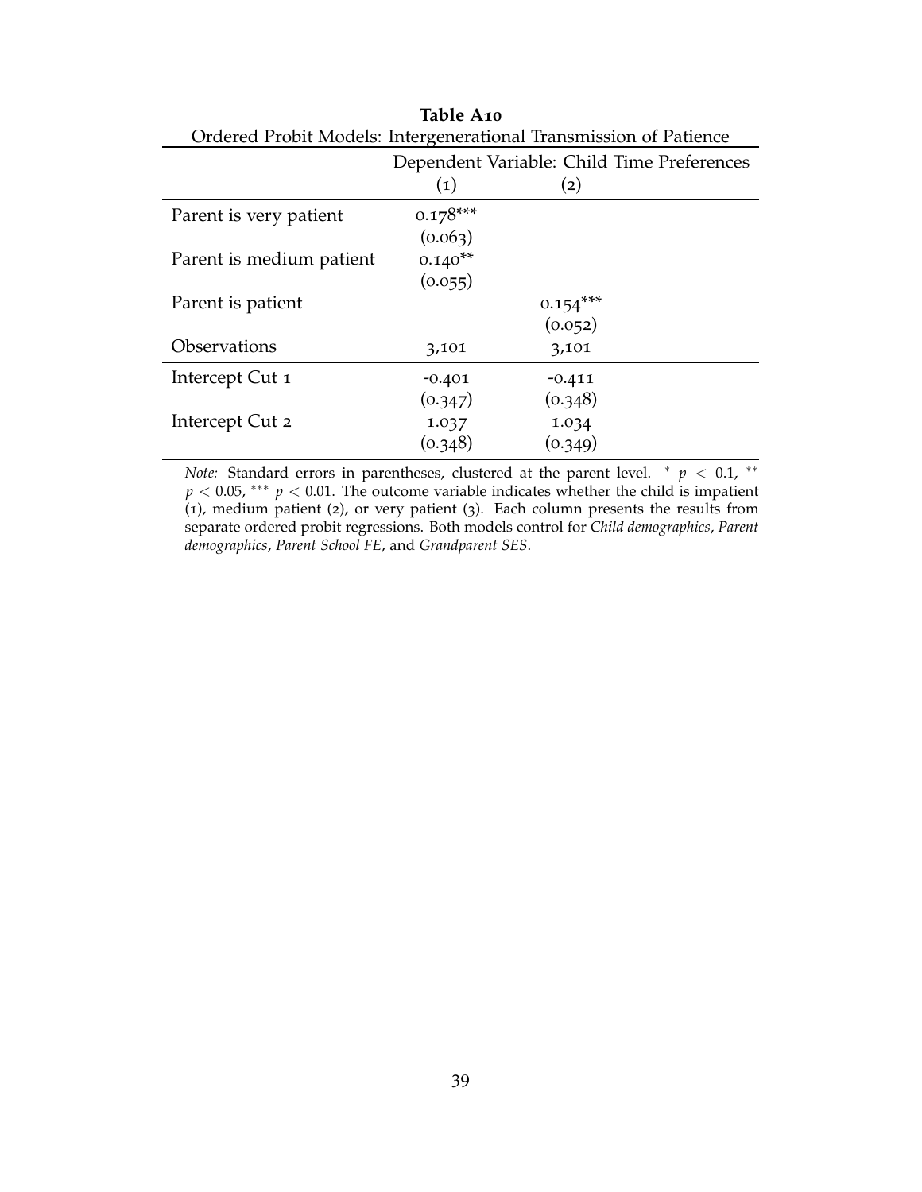**Table A10**

Ordered Probit Models: Intergenerational Transmission of Patience

| | Dependent Variable: Child Time Preferences | |
|---|---|---|
| | (1) | (2) |
| Parent is very patient | 0.178*** | |
| | (0.063) | |
| Parent is medium patient | 0.140** | |
| | (0.055) | |
| Parent is patient | | 0.154*** |
| | | (0.052) |
| Observations | 3,101 | 3,101 |
| Intercept Cut 1 | -0.401 | -0.411 |
| | (0.347) | (0.348) |
| Intercept Cut 2 | 1.037 | 1.034 |
| | (0.348) | (0.349) |

*Note:* Standard errors in parentheses, clustered at the parent level. * $p < 0.1$, ** $p < 0.05$, *** $p < 0.01$. The outcome variable indicates whether the child is impatient (1), medium patient (2), or very patient (3). Each column presents the results from separate ordered probit regressions. Both models control for *Child demographics*, *Parent demographics*, *Parent School FE*, and *Grandparent SES*.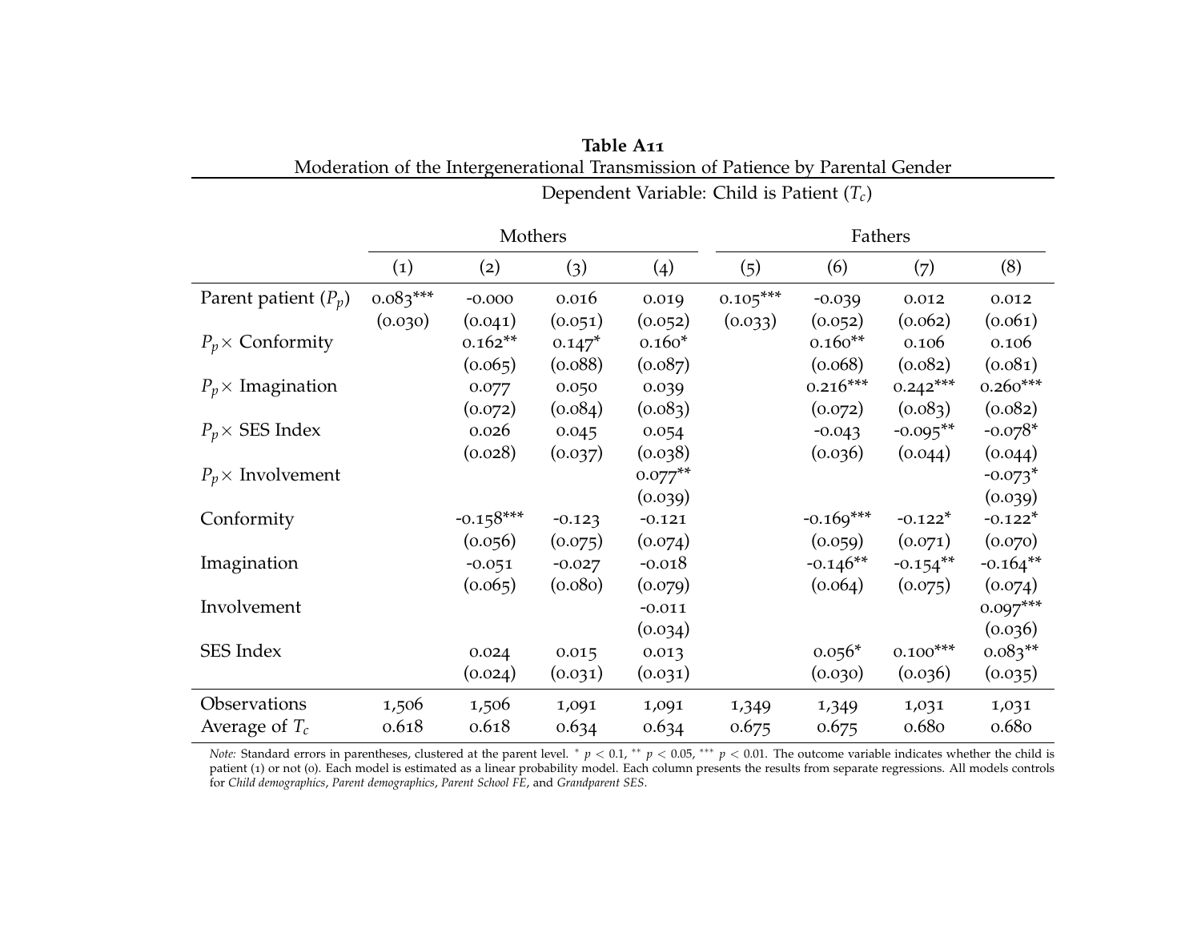**Table A11**

Moderation of the Intergenerational Transmission of Patience by Parental Gender

| | Dependent Variable: Child is Patient ($T_c$) | | | | | | | |
|---|---|---|---|---|---|---|---|---|
| | Mothers | | | | Fathers | | | |
| | (1) | (2) | (3) | (4) | (5) | (6) | (7) | (8) |
| Parent patient ($P_p$) | 0.083*** | -0.000 | 0.016 | 0.019 | 0.105*** | -0.039 | 0.012 | 0.012 |
| | (0.030) | (0.041) | (0.051) | (0.052) | (0.033) | (0.052) | (0.062) | (0.061) |
| $P_p\times$ Conformity | | 0.162** | 0.147* | 0.160* | | 0.160** | 0.106 | 0.106 |
| | | (0.065) | (0.088) | (0.087) | | (0.068) | (0.082) | (0.081) |
| $P_p\times$ Imagination | | 0.077 | 0.050 | 0.039 | | 0.216*** | 0.242*** | 0.260*** |
| | | (0.072) | (0.084) | (0.083) | | (0.072) | (0.083) | (0.082) |
| $P_p\times$ SES Index | | 0.026 | 0.045 | 0.054 | | -0.043 | -0.095** | -0.078* |
| | | (0.028) | (0.037) | (0.038) | | (0.036) | (0.044) | (0.044) |
| $P_p\times$ Involvement | | | | 0.077** | | | | -0.073* |
| | | | | (0.039) | | | | (0.039) |
| Conformity | | -0.158*** | -0.123 | -0.121 | | -0.169*** | -0.122* | -0.122* |
| | | (0.056) | (0.075) | (0.074) | | (0.059) | (0.071) | (0.070) |
| Imagination | | -0.051 | -0.027 | -0.018 | | -0.146** | -0.154** | -0.164** |
| | | (0.065) | (0.080) | (0.079) | | (0.064) | (0.075) | (0.074) |
| Involvement | | | | -0.011 | | | | 0.097*** |
| | | | | (0.034) | | | | (0.036) |
| SES Index | | 0.024 | 0.015 | 0.013 | | 0.056* | 0.100*** | 0.083** |
| | | (0.024) | (0.031) | (0.031) | | (0.030) | (0.036) | (0.035) |
| Observations | 1,506 | 1,506 | 1,091 | 1,091 | 1,349 | 1,349 | 1,031 | 1,031 |
| Average of $T_c$ | 0.618 | 0.618 | 0.634 | 0.634 | 0.675 | 0.675 | 0.680 | 0.680 |

*Note:* Standard errors in parentheses, clustered at the parent level. * $p < 0.1$, ** $p < 0.05$, *** $p < 0.01$. The outcome variable indicates whether the child is patient (1) or not (0). Each model is estimated as a linear probability model. Each column presents the results from separate regressions. All models controls for *Child demographics*, *Parent demographics*, *Parent School FE*, and *Grandparent SES*.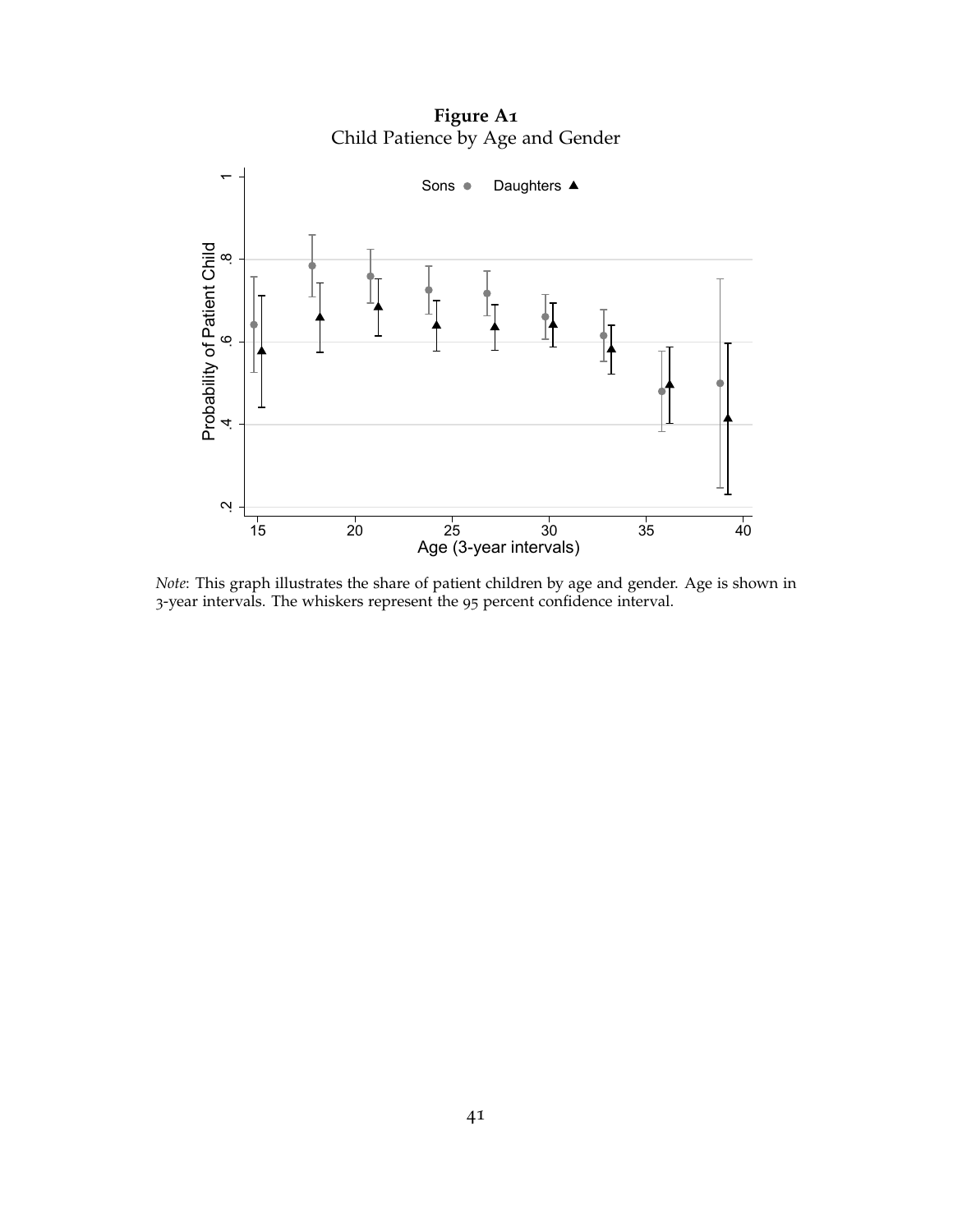**Figure A1**
Child Patience by Age and Gender

*Note*: This graph illustrates the share of patient children by age and gender. Age is shown in 3-year intervals. The whiskers represent the 95 percent confidence interval.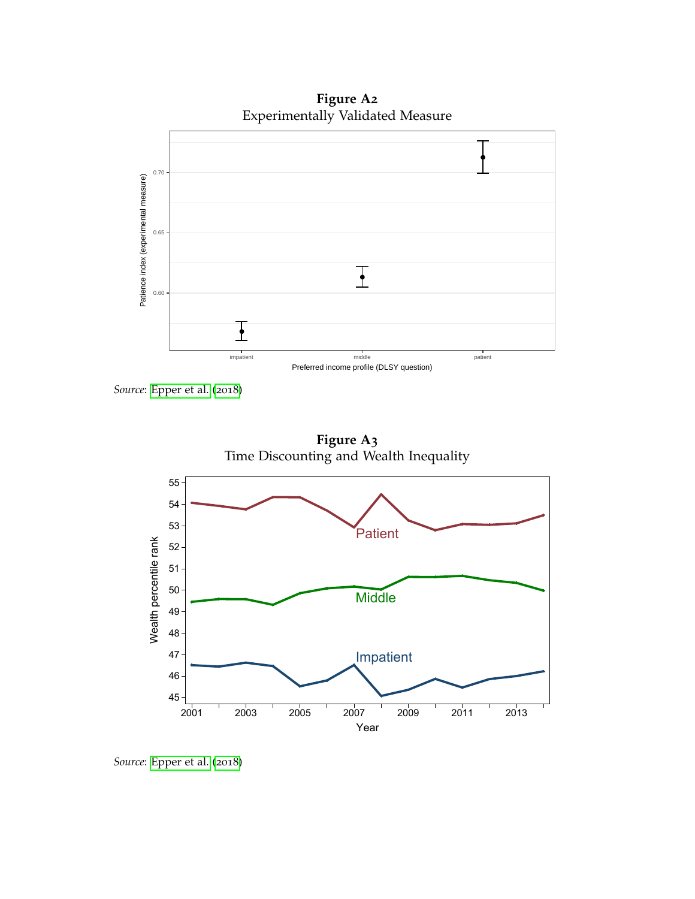**Figure A2**
Experimentally Validated Measure

*Source*: Epper et al. (2018)

**Figure A3**
Time Discounting and Wealth Inequality

*Source*: Epper et al. (2018)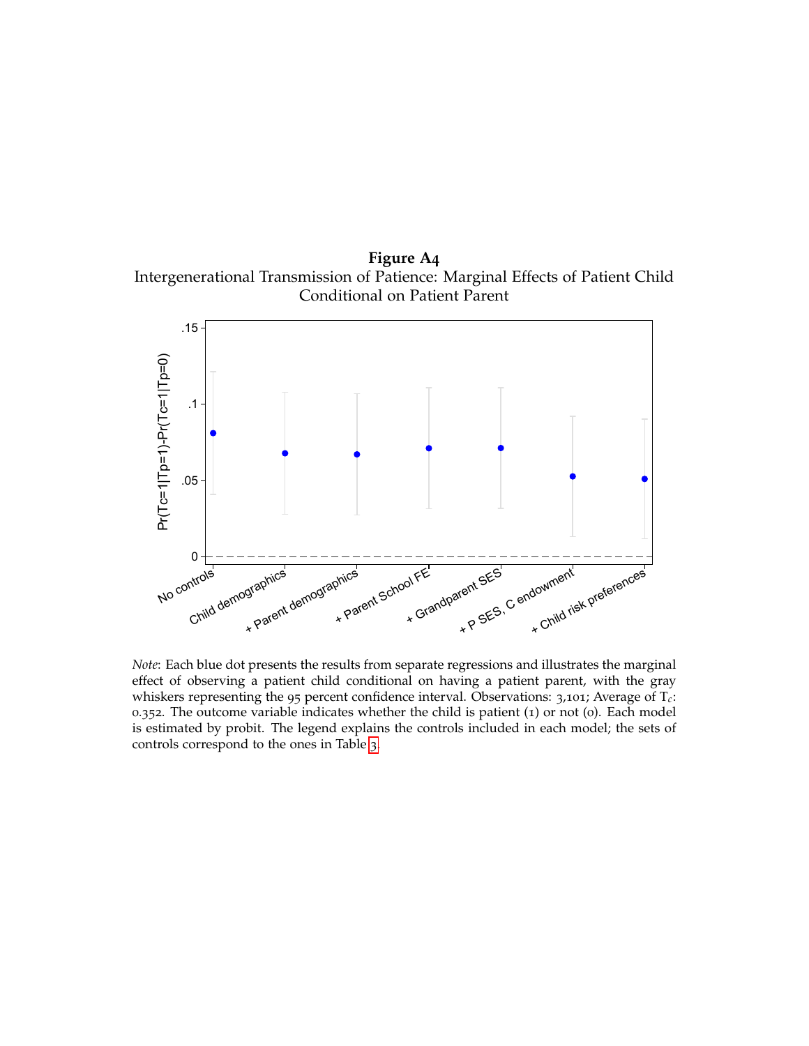**Figure A4**

Intergenerational Transmission of Patience: Marginal Effects of Patient Child Conditional on Patient Parent

Pr(Tc=1|Tp=1)-Pr(Tc=1|Tp=0)

.15

.1

.05

0

No controls

Child demographics

+ Parent demographics

+ Parent School FE

+ Grandparent SES

+ P SES, C endowment

+ Child risk preferences

*Note*: Each blue dot presents the results from separate regressions and illustrates the marginal effect of observing a patient child conditional on having a patient parent, with the gray whiskers representing the 95 percent confidence interval. Observations: 3,101; Average of $T_c$: 0.352. The outcome variable indicates whether the child is patient (1) or not (0). Each model is estimated by probit. The legend explains the controls included in each model; the sets of controls correspond to the ones in Table 3.